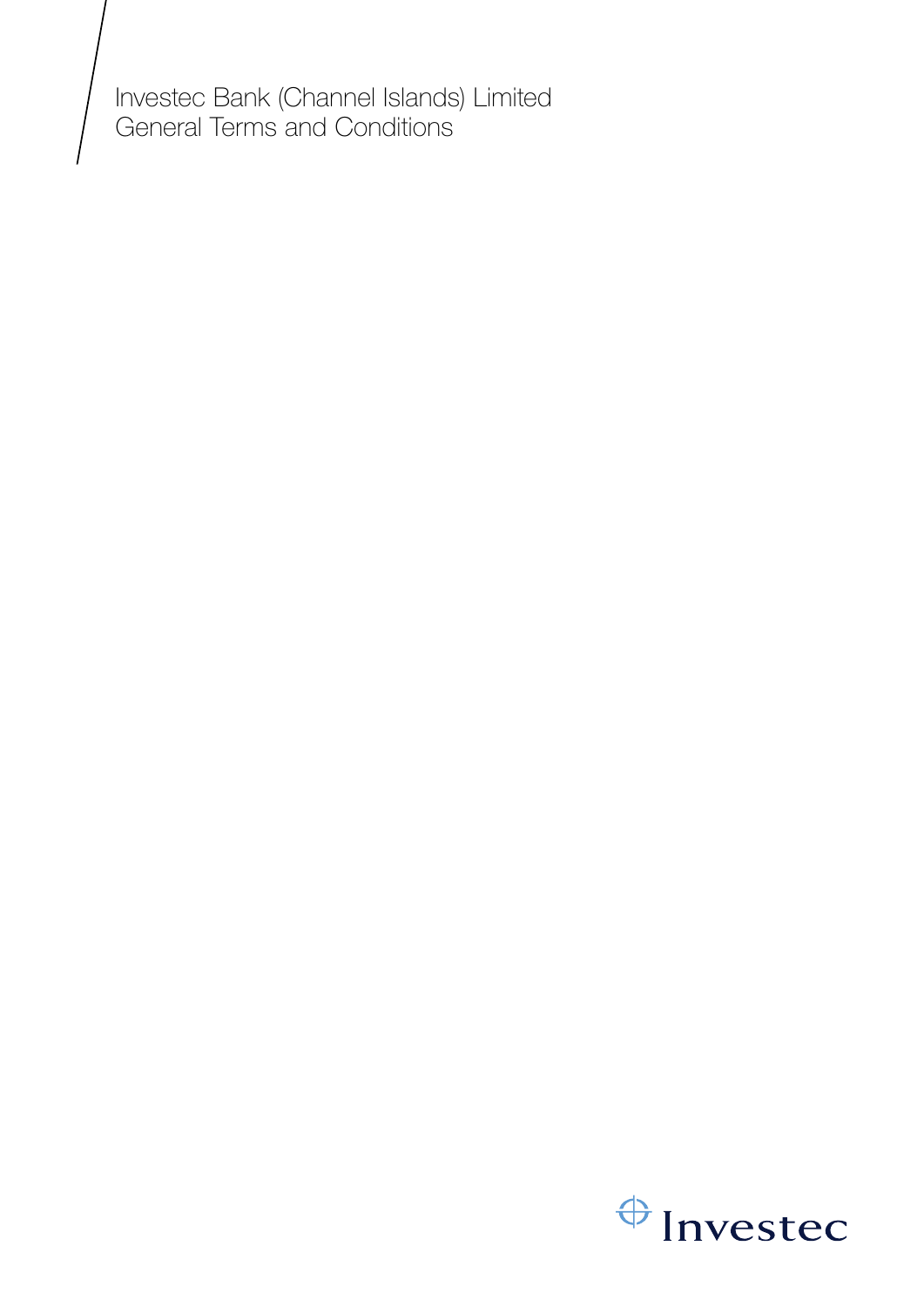# Investec Bank (Channel Islands) Limited
## General Terms and Conditions

Investec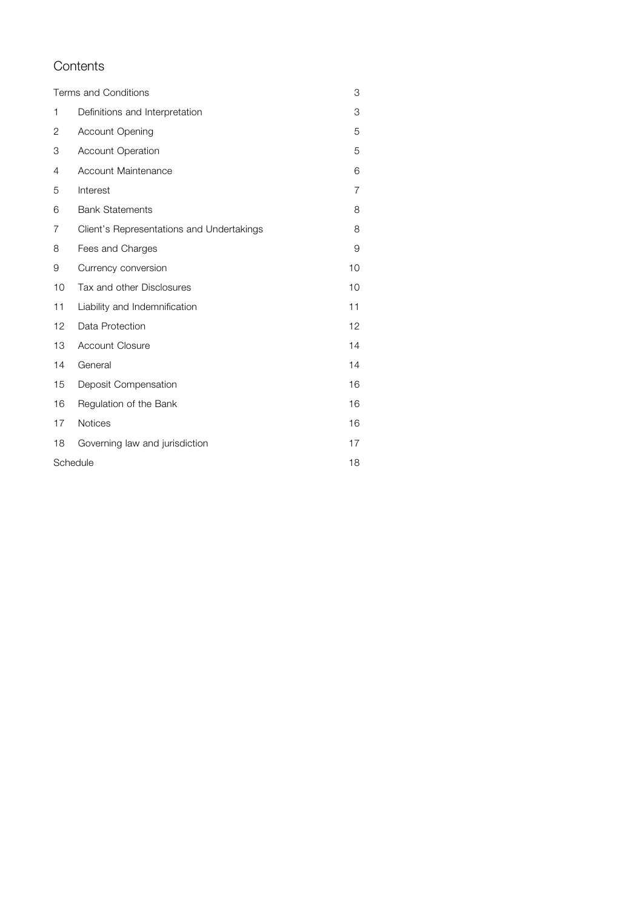## Contents

| | | |
|---|---|---|
| Terms and Conditions | | 3 |
| 1 | Definitions and Interpretation | 3 |
| 2 | Account Opening | 5 |
| 3 | Account Operation | 5 |
| 4 | Account Maintenance | 6 |
| 5 | Interest | 7 |
| 6 | Bank Statements | 8 |
| 7 | Client's Representations and Undertakings | 8 |
| 8 | Fees and Charges | 9 |
| 9 | Currency conversion | 10 |
| 10 | Tax and other Disclosures | 10 |
| 11 | Liability and Indemnification | 11 |
| 12 | Data Protection | 12 |
| 13 | Account Closure | 14 |
| 14 | General | 14 |
| 15 | Deposit Compensation | 16 |
| 16 | Regulation of the Bank | 16 |
| 17 | Notices | 16 |
| 18 | Governing law and jurisdiction | 17 |
| Schedule | | 18 |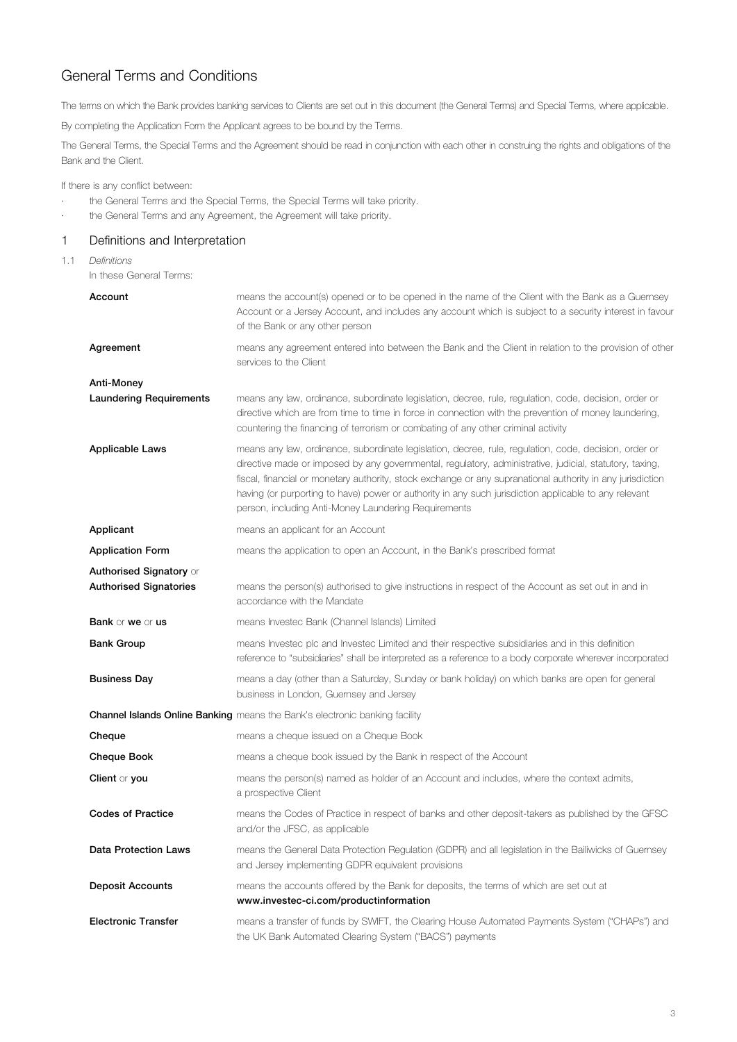## General Terms and Conditions

The terms on which the Bank provides banking services to Clients are set out in this document (the General Terms) and Special Terms, where applicable.

By completing the Application Form the Applicant agrees to be bound by the Terms.

The General Terms, the Special Terms and the Agreement should be read in conjunction with each other in construing the rights and obligations of the Bank and the Client.

If there is any conflict between:

- the General Terms and the Special Terms, the Special Terms will take priority.
- the General Terms and any Agreement, the Agreement will take priority.

### 1 Definitions and Interpretation

1.1 *Definitions*

In these General Terms:

| | |
|---|---|
| **Account** | means the account(s) opened or to be opened in the name of the Client with the Bank as a Guernsey Account or a Jersey Account, and includes any account which is subject to a security interest in favour of the Bank or any other person |
| **Agreement** | means any agreement entered into between the Bank and the Client in relation to the provision of other services to the Client |
| **Anti-Money Laundering Requirements** | means any law, ordinance, subordinate legislation, decree, rule, regulation, code, decision, order or directive which are from time to time in force in connection with the prevention of money laundering, countering the financing of terrorism or combating of any other criminal activity |
| **Applicable Laws** | means any law, ordinance, subordinate legislation, decree, rule, regulation, code, decision, order or directive made or imposed by any governmental, regulatory, administrative, judicial, statutory, taxing, fiscal, financial or monetary authority, stock exchange or any supranational authority in any jurisdiction having (or purporting to have) power or authority in any such jurisdiction applicable to any relevant person, including Anti-Money Laundering Requirements |
| **Applicant** | means an applicant for an Account |
| **Application Form** | means the application to open an Account, in the Bank's prescribed format |
| **Authorised Signatory** or **Authorised Signatories** | means the person(s) authorised to give instructions in respect of the Account as set out in and in accordance with the Mandate |
| **Bank** or **we** or **us** | means Investec Bank (Channel Islands) Limited |
| **Bank Group** | means Investec plc and Investec Limited and their respective subsidiaries and in this definition reference to "subsidiaries" shall be interpreted as a reference to a body corporate wherever incorporated |
| **Business Day** | means a day (other than a Saturday, Sunday or bank holiday) on which banks are open for general business in London, Guernsey and Jersey |
| **Channel Islands Online Banking** | means the Bank's electronic banking facility |
| **Cheque** | means a cheque issued on a Cheque Book |
| **Cheque Book** | means a cheque book issued by the Bank in respect of the Account |
| **Client** or **you** | means the person(s) named as holder of an Account and includes, where the context admits, a prospective Client |
| **Codes of Practice** | means the Codes of Practice in respect of banks and other deposit-takers as published by the GFSC and/or the JFSC, as applicable |
| **Data Protection Laws** | means the General Data Protection Regulation (GDPR) and all legislation in the Bailiwicks of Guernsey and Jersey implementing GDPR equivalent provisions |
| **Deposit Accounts** | means the accounts offered by the Bank for deposits, the terms of which are set out at **www.investec-ci.com/productinformation** |
| **Electronic Transfer** | means a transfer of funds by SWIFT, the Clearing House Automated Payments System ("CHAPs") and the UK Bank Automated Clearing System ("BACS") payments |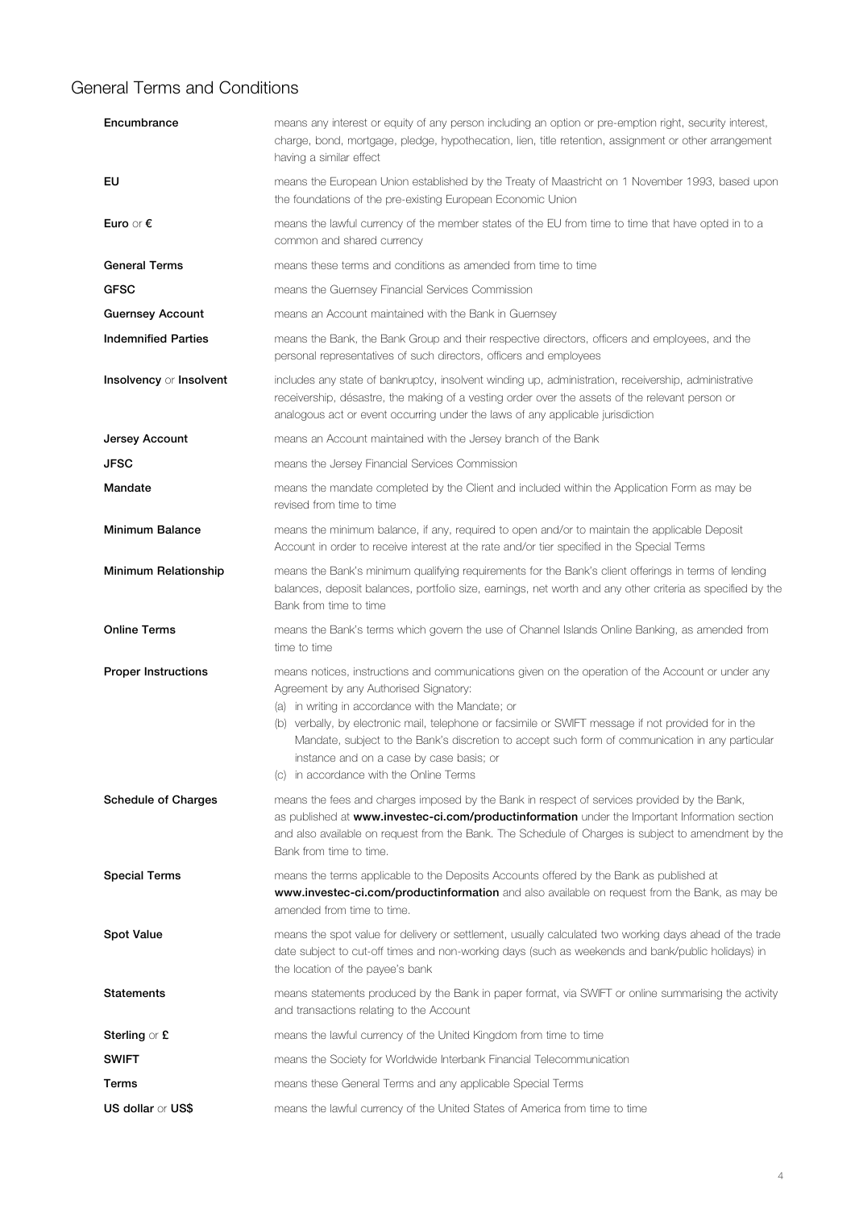## General Terms and Conditions

| | |
|---|---|
| **Encumbrance** | means any interest or equity of any person including an option or pre-emption right, security interest, charge, bond, mortgage, pledge, hypothecation, lien, title retention, assignment or other arrangement having a similar effect |
| **EU** | means the European Union established by the Treaty of Maastricht on 1 November 1993, based upon the foundations of the pre-existing European Economic Union |
| **Euro** or **€** | means the lawful currency of the member states of the EU from time to time that have opted in to a common and shared currency |
| **General Terms** | means these terms and conditions as amended from time to time |
| **GFSC** | means the Guernsey Financial Services Commission |
| **Guernsey Account** | means an Account maintained with the Bank in Guernsey |
| **Indemnified Parties** | means the Bank, the Bank Group and their respective directors, officers and employees, and the personal representatives of such directors, officers and employees |
| **Insolvency** or **Insolvent** | includes any state of bankruptcy, insolvent winding up, administration, receivership, administrative receivership, désastre, the making of a vesting order over the assets of the relevant person or analogous act or event occurring under the laws of any applicable jurisdiction |
| **Jersey Account** | means an Account maintained with the Jersey branch of the Bank |
| **JFSC** | means the Jersey Financial Services Commission |
| **Mandate** | means the mandate completed by the Client and included within the Application Form as may be revised from time to time |
| **Minimum Balance** | means the minimum balance, if any, required to open and/or to maintain the applicable Deposit Account in order to receive interest at the rate and/or tier specified in the Special Terms |
| **Minimum Relationship** | means the Bank's minimum qualifying requirements for the Bank's client offerings in terms of lending balances, deposit balances, portfolio size, earnings, net worth and any other criteria as specified by the Bank from time to time |
| **Online Terms** | means the Bank's terms which govern the use of Channel Islands Online Banking, as amended from time to time |
| **Proper Instructions** | means notices, instructions and communications given on the operation of the Account or under any Agreement by any Authorised Signatory:<br>(a) in writing in accordance with the Mandate; or<br>(b) verbally, by electronic mail, telephone or facsimile or SWIFT message if not provided for in the Mandate, subject to the Bank's discretion to accept such form of communication in any particular instance and on a case by case basis; or<br>(c) in accordance with the Online Terms |
| **Schedule of Charges** | means the fees and charges imposed by the Bank in respect of services provided by the Bank, as published at **www.investec-ci.com/productinformation** under the Important Information section and also available on request from the Bank. The Schedule of Charges is subject to amendment by the Bank from time to time. |
| **Special Terms** | means the terms applicable to the Deposits Accounts offered by the Bank as published at **www.investec-ci.com/productinformation** and also available on request from the Bank, as may be amended from time to time. |
| **Spot Value** | means the spot value for delivery or settlement, usually calculated two working days ahead of the trade date subject to cut-off times and non-working days (such as weekends and bank/public holidays) in the location of the payee's bank |
| **Statements** | means statements produced by the Bank in paper format, via SWIFT or online summarising the activity and transactions relating to the Account |
| **Sterling** or **£** | means the lawful currency of the United Kingdom from time to time |
| **SWIFT** | means the Society for Worldwide Interbank Financial Telecommunication |
| **Terms** | means these General Terms and any applicable Special Terms |
| **US dollar** or **US$** | means the lawful currency of the United States of America from time to time |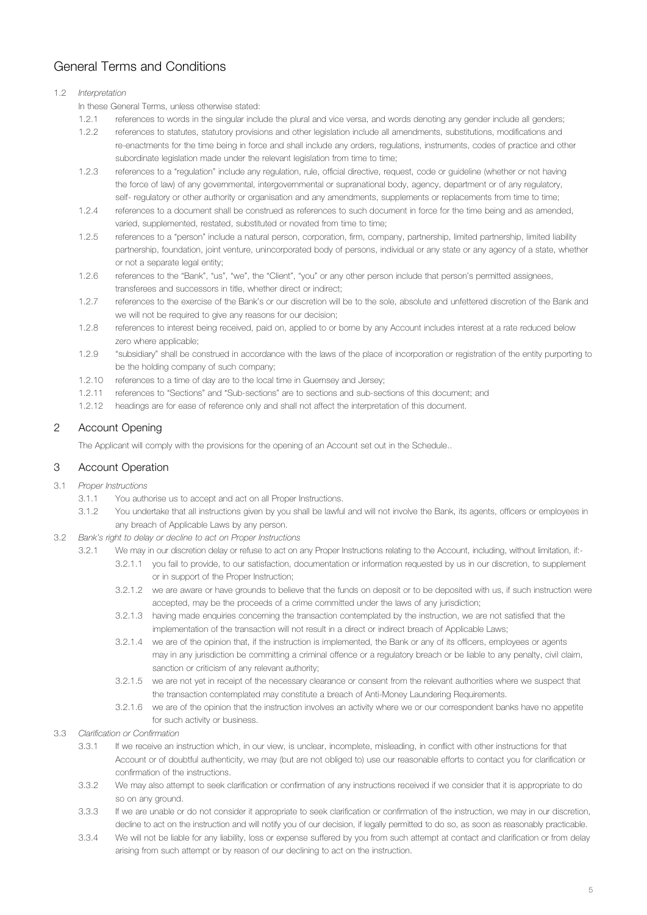# General Terms and Conditions

1.2 *Interpretation*

In these General Terms, unless otherwise stated:

1.2.1 references to words in the singular include the plural and vice versa, and words denoting any gender include all genders;

1.2.2 references to statutes, statutory provisions and other legislation include all amendments, substitutions, modifications and re-enactments for the time being in force and shall include any orders, regulations, instruments, codes of practice and other subordinate legislation made under the relevant legislation from time to time;

1.2.3 references to a "regulation" include any regulation, rule, official directive, request, code or guideline (whether or not having the force of law) of any governmental, intergovernmental or supranational body, agency, department or of any regulatory, self- regulatory or other authority or organisation and any amendments, supplements or replacements from time to time;

1.2.4 references to a document shall be construed as references to such document in force for the time being and as amended, varied, supplemented, restated, substituted or novated from time to time;

1.2.5 references to a "person" include a natural person, corporation, firm, company, partnership, limited partnership, limited liability partnership, foundation, joint venture, unincorporated body of persons, individual or any state or any agency of a state, whether or not a separate legal entity;

1.2.6 references to the "Bank", "us", "we", the "Client", "you" or any other person include that person's permitted assignees, transferees and successors in title, whether direct or indirect;

1.2.7 references to the exercise of the Bank's or our discretion will be to the sole, absolute and unfettered discretion of the Bank and we will not be required to give any reasons for our decision;

1.2.8 references to interest being received, paid on, applied to or borne by any Account includes interest at a rate reduced below zero where applicable;

1.2.9 "subsidiary" shall be construed in accordance with the laws of the place of incorporation or registration of the entity purporting to be the holding company of such company;

1.2.10 references to a time of day are to the local time in Guernsey and Jersey;

1.2.11 references to "Sections" and "Sub-sections" are to sections and sub-sections of this document; and

1.2.12 headings are for ease of reference only and shall not affect the interpretation of this document.

## 2 Account Opening

The Applicant will comply with the provisions for the opening of an Account set out in the Schedule..

## 3 Account Operation

3.1 *Proper Instructions*

3.1.1 You authorise us to accept and act on all Proper Instructions.

3.1.2 You undertake that all instructions given by you shall be lawful and will not involve the Bank, its agents, officers or employees in any breach of Applicable Laws by any person.

3.2 *Bank's right to delay or decline to act on Proper Instructions*

3.2.1 We may in our discretion delay or refuse to act on any Proper Instructions relating to the Account, including, without limitation, if:-

3.2.1.1 you fail to provide, to our satisfaction, documentation or information requested by us in our discretion, to supplement or in support of the Proper Instruction;

3.2.1.2 we are aware or have grounds to believe that the funds on deposit or to be deposited with us, if such instruction were accepted, may be the proceeds of a crime committed under the laws of any jurisdiction;

3.2.1.3 having made enquiries concerning the transaction contemplated by the instruction, we are not satisfied that the implementation of the transaction will not result in a direct or indirect breach of Applicable Laws;

3.2.1.4 we are of the opinion that, if the instruction is implemented, the Bank or any of its officers, employees or agents may in any jurisdiction be committing a criminal offence or a regulatory breach or be liable to any penalty, civil claim, sanction or criticism of any relevant authority;

3.2.1.5 we are not yet in receipt of the necessary clearance or consent from the relevant authorities where we suspect that the transaction contemplated may constitute a breach of Anti-Money Laundering Requirements.

3.2.1.6 we are of the opinion that the instruction involves an activity where we or our correspondent banks have no appetite for such activity or business.

3.3 *Clarification or Confirmation*

3.3.1 If we receive an instruction which, in our view, is unclear, incomplete, misleading, in conflict with other instructions for that Account or of doubtful authenticity, we may (but are not obliged to) use our reasonable efforts to contact you for clarification or confirmation of the instructions.

3.3.2 We may also attempt to seek clarification or confirmation of any instructions received if we consider that it is appropriate to do so on any ground.

3.3.3 If we are unable or do not consider it appropriate to seek clarification or confirmation of the instruction, we may in our discretion, decline to act on the instruction and will notify you of our decision, if legally permitted to do so, as soon as reasonably practicable.

3.3.4 We will not be liable for any liability, loss or expense suffered by you from such attempt at contact and clarification or from delay arising from such attempt or by reason of our declining to act on the instruction.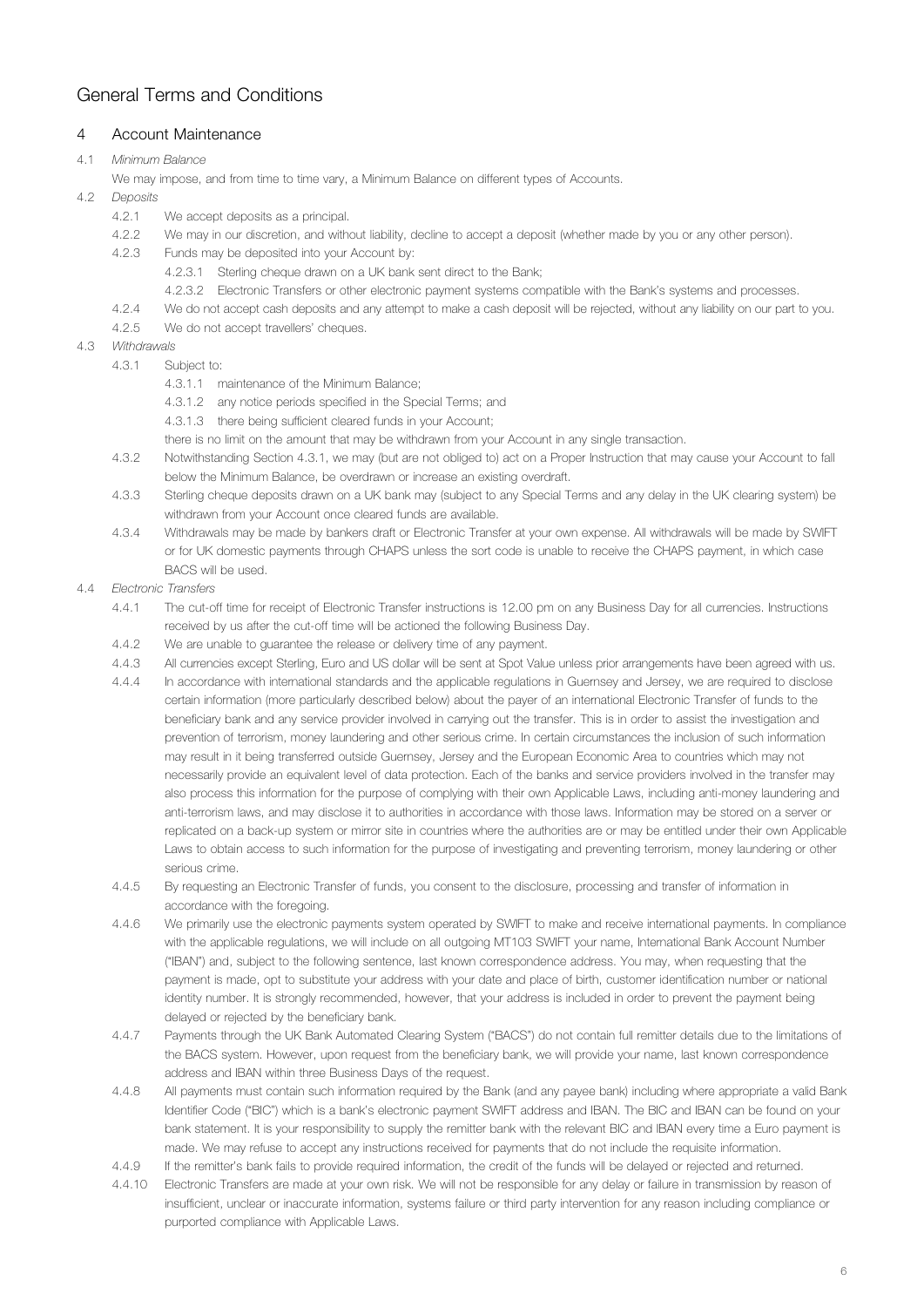# General Terms and Conditions

## 4 Account Maintenance

4.1 *Minimum Balance*

We may impose, and from time to time vary, a Minimum Balance on different types of Accounts.

4.2 *Deposits*

- 4.2.1 We accept deposits as a principal.
- 4.2.2 We may in our discretion, and without liability, decline to accept a deposit (whether made by you or any other person).
- 4.2.3 Funds may be deposited into your Account by:
  - 4.2.3.1 Sterling cheque drawn on a UK bank sent direct to the Bank;
  - 4.2.3.2 Electronic Transfers or other electronic payment systems compatible with the Bank's systems and processes.
- 4.2.4 We do not accept cash deposits and any attempt to make a cash deposit will be rejected, without any liability on our part to you.
- 4.2.5 We do not accept travellers' cheques.

4.3 *Withdrawals*

- 4.3.1 Subject to:
  - 4.3.1.1 maintenance of the Minimum Balance;
  - 4.3.1.2 any notice periods specified in the Special Terms; and
  - 4.3.1.3 there being sufficient cleared funds in your Account;

  there is no limit on the amount that may be withdrawn from your Account in any single transaction.
- 4.3.2 Notwithstanding Section 4.3.1, we may (but are not obliged to) act on a Proper Instruction that may cause your Account to fall below the Minimum Balance, be overdrawn or increase an existing overdraft.
- 4.3.3 Sterling cheque deposits drawn on a UK bank may (subject to any Special Terms and any delay in the UK clearing system) be withdrawn from your Account once cleared funds are available.
- 4.3.4 Withdrawals may be made by bankers draft or Electronic Transfer at your own expense. All withdrawals will be made by SWIFT or for UK domestic payments through CHAPS unless the sort code is unable to receive the CHAPS payment, in which case BACS will be used.

4.4 *Electronic Transfers*

- 4.4.1 The cut-off time for receipt of Electronic Transfer instructions is 12.00 pm on any Business Day for all currencies. Instructions received by us after the cut-off time will be actioned the following Business Day.
- 4.4.2 We are unable to guarantee the release or delivery time of any payment.
- 4.4.3 All currencies except Sterling, Euro and US dollar will be sent at Spot Value unless prior arrangements have been agreed with us.
- 4.4.4 In accordance with international standards and the applicable regulations in Guernsey and Jersey, we are required to disclose certain information (more particularly described below) about the payer of an international Electronic Transfer of funds to the beneficiary bank and any service provider involved in carrying out the transfer. This is in order to assist the investigation and prevention of terrorism, money laundering and other serious crime. In certain circumstances the inclusion of such information may result in it being transferred outside Guernsey, Jersey and the European Economic Area to countries which may not necessarily provide an equivalent level of data protection. Each of the banks and service providers involved in the transfer may also process this information for the purpose of complying with their own Applicable Laws, including anti-money laundering and anti-terrorism laws, and may disclose it to authorities in accordance with those laws. Information may be stored on a server or replicated on a back-up system or mirror site in countries where the authorities are or may be entitled under their own Applicable Laws to obtain access to such information for the purpose of investigating and preventing terrorism, money laundering or other serious crime.
- 4.4.5 By requesting an Electronic Transfer of funds, you consent to the disclosure, processing and transfer of information in accordance with the foregoing.
- 4.4.6 We primarily use the electronic payments system operated by SWIFT to make and receive international payments. In compliance with the applicable regulations, we will include on all outgoing MT103 SWIFT your name, International Bank Account Number ("IBAN") and, subject to the following sentence, last known correspondence address. You may, when requesting that the payment is made, opt to substitute your address with your date and place of birth, customer identification number or national identity number. It is strongly recommended, however, that your address is included in order to prevent the payment being delayed or rejected by the beneficiary bank.
- 4.4.7 Payments through the UK Bank Automated Clearing System ("BACS") do not contain full remitter details due to the limitations of the BACS system. However, upon request from the beneficiary bank, we will provide your name, last known correspondence address and IBAN within three Business Days of the request.
- 4.4.8 All payments must contain such information required by the Bank (and any payee bank) including where appropriate a valid Bank Identifier Code ("BIC") which is a bank's electronic payment SWIFT address and IBAN. The BIC and IBAN can be found on your bank statement. It is your responsibility to supply the remitter bank with the relevant BIC and IBAN every time a Euro payment is made. We may refuse to accept any instructions received for payments that do not include the requisite information.
- 4.4.9 If the remitter's bank fails to provide required information, the credit of the funds will be delayed or rejected and returned.
- 4.4.10 Electronic Transfers are made at your own risk. We will not be responsible for any delay or failure in transmission by reason of insufficient, unclear or inaccurate information, systems failure or third party intervention for any reason including compliance or purported compliance with Applicable Laws.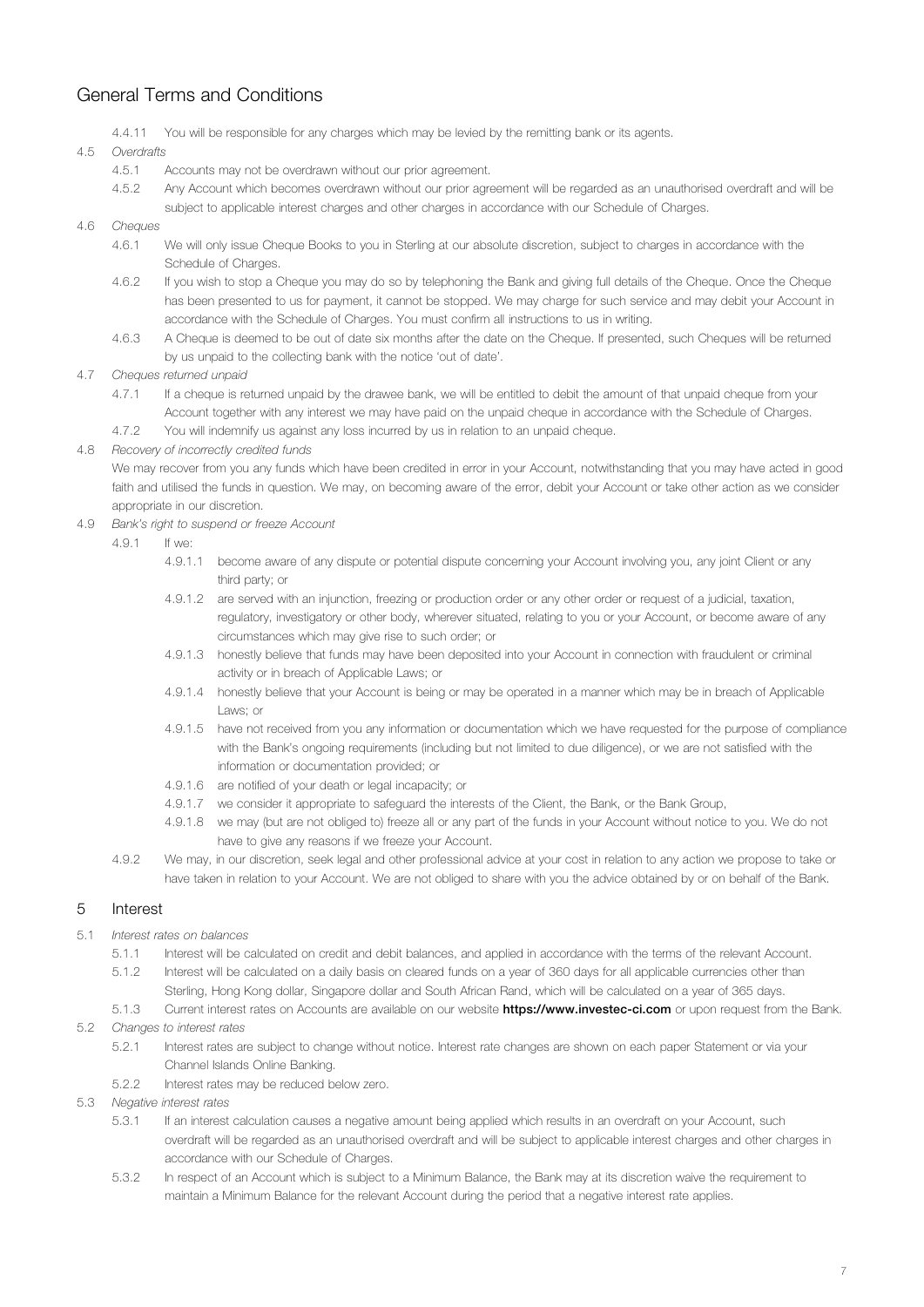## General Terms and Conditions

4.4.11 You will be responsible for any charges which may be levied by the remitting bank or its agents.

4.5 *Overdrafts*

4.5.1 Accounts may not be overdrawn without our prior agreement.

4.5.2 Any Account which becomes overdrawn without our prior agreement will be regarded as an unauthorised overdraft and will be subject to applicable interest charges and other charges in accordance with our Schedule of Charges.

4.6 *Cheques*

4.6.1 We will only issue Cheque Books to you in Sterling at our absolute discretion, subject to charges in accordance with the Schedule of Charges.

4.6.2 If you wish to stop a Cheque you may do so by telephoning the Bank and giving full details of the Cheque. Once the Cheque has been presented to us for payment, it cannot be stopped. We may charge for such service and may debit your Account in accordance with the Schedule of Charges. You must confirm all instructions to us in writing.

4.6.3 A Cheque is deemed to be out of date six months after the date on the Cheque. If presented, such Cheques will be returned by us unpaid to the collecting bank with the notice 'out of date'.

4.7 *Cheques returned unpaid*

4.7.1 If a cheque is returned unpaid by the drawee bank, we will be entitled to debit the amount of that unpaid cheque from your Account together with any interest we may have paid on the unpaid cheque in accordance with the Schedule of Charges.

4.7.2 You will indemnify us against any loss incurred by us in relation to an unpaid cheque.

4.8 *Recovery of incorrectly credited funds*

We may recover from you any funds which have been credited in error in your Account, notwithstanding that you may have acted in good faith and utilised the funds in question. We may, on becoming aware of the error, debit your Account or take other action as we consider appropriate in our discretion.

4.9 *Bank's right to suspend or freeze Account*

4.9.1 If we:

4.9.1.1 become aware of any dispute or potential dispute concerning your Account involving you, any joint Client or any third party; or

4.9.1.2 are served with an injunction, freezing or production order or any other order or request of a judicial, taxation, regulatory, investigatory or other body, wherever situated, relating to you or your Account, or become aware of any circumstances which may give rise to such order; or

4.9.1.3 honestly believe that funds may have been deposited into your Account in connection with fraudulent or criminal activity or in breach of Applicable Laws; or

4.9.1.4 honestly believe that your Account is being or may be operated in a manner which may be in breach of Applicable Laws; or

4.9.1.5 have not received from you any information or documentation which we have requested for the purpose of compliance with the Bank's ongoing requirements (including but not limited to due diligence), or we are not satisfied with the information or documentation provided; or

4.9.1.6 are notified of your death or legal incapacity; or

4.9.1.7 we consider it appropriate to safeguard the interests of the Client, the Bank, or the Bank Group,

4.9.1.8 we may (but are not obliged to) freeze all or any part of the funds in your Account without notice to you. We do not have to give any reasons if we freeze your Account.

4.9.2 We may, in our discretion, seek legal and other professional advice at your cost in relation to any action we propose to take or have taken in relation to your Account. We are not obliged to share with you the advice obtained by or on behalf of the Bank.

## 5 Interest

5.1 *Interest rates on balances*

5.1.1 Interest will be calculated on credit and debit balances, and applied in accordance with the terms of the relevant Account.

5.1.2 Interest will be calculated on a daily basis on cleared funds on a year of 360 days for all applicable currencies other than Sterling, Hong Kong dollar, Singapore dollar and South African Rand, which will be calculated on a year of 365 days.

5.1.3 Current interest rates on Accounts are available on our website **https://www.investec-ci.com** or upon request from the Bank.

5.2 *Changes to interest rates*

5.2.1 Interest rates are subject to change without notice. Interest rate changes are shown on each paper Statement or via your Channel Islands Online Banking.

5.2.2 Interest rates may be reduced below zero.

5.3 *Negative interest rates*

5.3.1 If an interest calculation causes a negative amount being applied which results in an overdraft on your Account, such overdraft will be regarded as an unauthorised overdraft and will be subject to applicable interest charges and other charges in accordance with our Schedule of Charges.

5.3.2 In respect of an Account which is subject to a Minimum Balance, the Bank may at its discretion waive the requirement to maintain a Minimum Balance for the relevant Account during the period that a negative interest rate applies.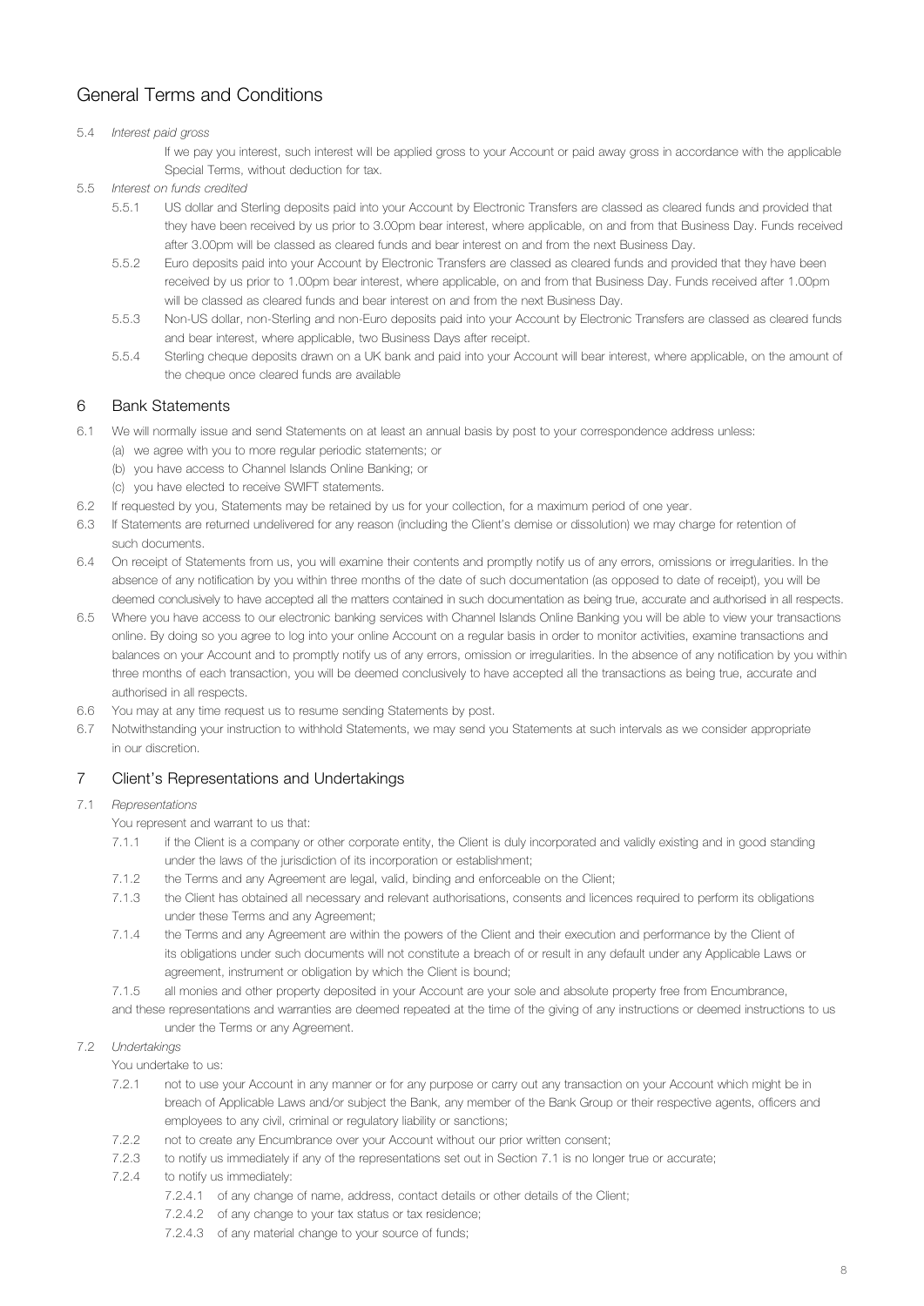# General Terms and Conditions

5.4 *Interest paid gross*

If we pay you interest, such interest will be applied gross to your Account or paid away gross in accordance with the applicable Special Terms, without deduction for tax.

5.5 *Interest on funds credited*

5.5.1 US dollar and Sterling deposits paid into your Account by Electronic Transfers are classed as cleared funds and provided that they have been received by us prior to 3.00pm bear interest, where applicable, on and from that Business Day. Funds received after 3.00pm will be classed as cleared funds and bear interest on and from the next Business Day.

5.5.2 Euro deposits paid into your Account by Electronic Transfers are classed as cleared funds and provided that they have been received by us prior to 1.00pm bear interest, where applicable, on and from that Business Day. Funds received after 1.00pm will be classed as cleared funds and bear interest on and from the next Business Day.

5.5.3 Non-US dollar, non-Sterling and non-Euro deposits paid into your Account by Electronic Transfers are classed as cleared funds and bear interest, where applicable, two Business Days after receipt.

5.5.4 Sterling cheque deposits drawn on a UK bank and paid into your Account will bear interest, where applicable, on the amount of the cheque once cleared funds are available

## 6 Bank Statements

6.1 We will normally issue and send Statements on at least an annual basis by post to your correspondence address unless:

(a) we agree with you to more regular periodic statements; or
(b) you have access to Channel Islands Online Banking; or
(c) you have elected to receive SWIFT statements.

6.2 If requested by you, Statements may be retained by us for your collection, for a maximum period of one year.

6.3 If Statements are returned undelivered for any reason (including the Client's demise or dissolution) we may charge for retention of such documents.

6.4 On receipt of Statements from us, you will examine their contents and promptly notify us of any errors, omissions or irregularities. In the absence of any notification by you within three months of the date of such documentation (as opposed to date of receipt), you will be deemed conclusively to have accepted all the matters contained in such documentation as being true, accurate and authorised in all respects.

6.5 Where you have access to our electronic banking services with Channel Islands Online Banking you will be able to view your transactions online. By doing so you agree to log into your online Account on a regular basis in order to monitor activities, examine transactions and balances on your Account and to promptly notify us of any errors, omission or irregularities. In the absence of any notification by you within three months of each transaction, you will be deemed conclusively to have accepted all the transactions as being true, accurate and authorised in all respects.

6.6 You may at any time request us to resume sending Statements by post.

6.7 Notwithstanding your instruction to withhold Statements, we may send you Statements at such intervals as we consider appropriate in our discretion.

## 7 Client's Representations and Undertakings

7.1 *Representations*

You represent and warrant to us that:

7.1.1 if the Client is a company or other corporate entity, the Client is duly incorporated and validly existing and in good standing under the laws of the jurisdiction of its incorporation or establishment;

7.1.2 the Terms and any Agreement are legal, valid, binding and enforceable on the Client;

7.1.3 the Client has obtained all necessary and relevant authorisations, consents and licences required to perform its obligations under these Terms and any Agreement;

7.1.4 the Terms and any Agreement are within the powers of the Client and their execution and performance by the Client of its obligations under such documents will not constitute a breach of or result in any default under any Applicable Laws or agreement, instrument or obligation by which the Client is bound;

7.1.5 all monies and other property deposited in your Account are your sole and absolute property free from Encumbrance,

and these representations and warranties are deemed repeated at the time of the giving of any instructions or deemed instructions to us under the Terms or any Agreement.

7.2 *Undertakings*

You undertake to us:

7.2.1 not to use your Account in any manner or for any purpose or carry out any transaction on your Account which might be in breach of Applicable Laws and/or subject the Bank, any member of the Bank Group or their respective agents, officers and employees to any civil, criminal or regulatory liability or sanctions;

7.2.2 not to create any Encumbrance over your Account without our prior written consent;

7.2.3 to notify us immediately if any of the representations set out in Section 7.1 is no longer true or accurate;

7.2.4 to notify us immediately:

7.2.4.1 of any change of name, address, contact details or other details of the Client;

7.2.4.2 of any change to your tax status or tax residence;

7.2.4.3 of any material change to your source of funds;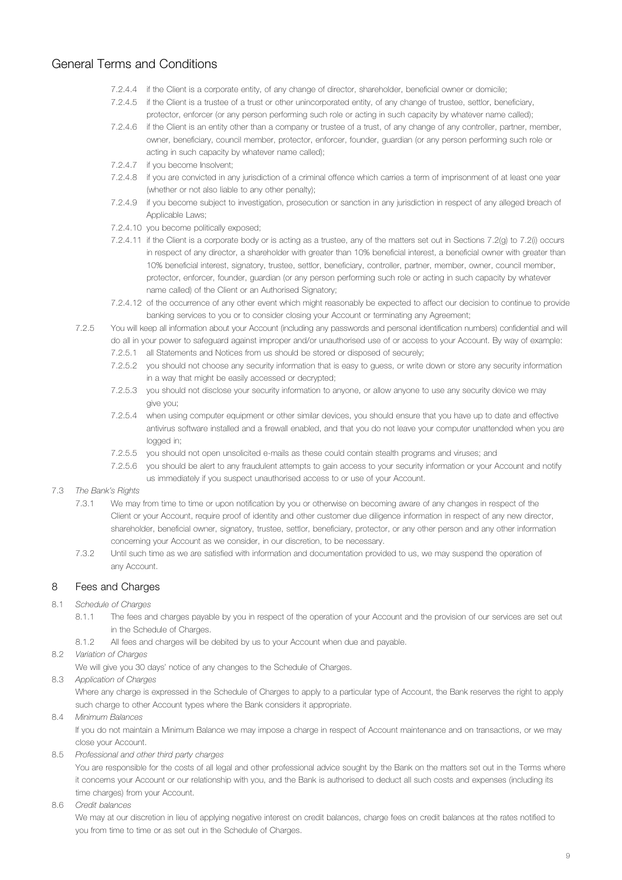7.2.4.4 if the Client is a corporate entity, of any change of director, shareholder, beneficial owner or domicile;

7.2.4.5 if the Client is a trustee of a trust or other unincorporated entity, of any change of trustee, settlor, beneficiary, protector, enforcer (or any person performing such role or acting in such capacity by whatever name called);

7.2.4.6 if the Client is an entity other than a company or trustee of a trust, of any change of any controller, partner, member, owner, beneficiary, council member, protector, enforcer, founder, guardian (or any person performing such role or acting in such capacity by whatever name called);

7.2.4.7 if you become Insolvent;

7.2.4.8 if you are convicted in any jurisdiction of a criminal offence which carries a term of imprisonment of at least one year (whether or not also liable to any other penalty);

7.2.4.9 if you become subject to investigation, prosecution or sanction in any jurisdiction in respect of any alleged breach of Applicable Laws;

7.2.4.10 you become politically exposed;

7.2.4.11 if the Client is a corporate body or is acting as a trustee, any of the matters set out in Sections 7.2(g) to 7.2(i) occurs in respect of any director, a shareholder with greater than 10% beneficial interest, a beneficial owner with greater than 10% beneficial interest, signatory, trustee, settlor, beneficiary, controller, partner, member, owner, council member, protector, enforcer, founder, guardian (or any person performing such role or acting in such capacity by whatever name called) of the Client or an Authorised Signatory;

7.2.4.12 of the occurrence of any other event which might reasonably be expected to affect our decision to continue to provide banking services to you or to consider closing your Account or terminating any Agreement;

7.2.5 You will keep all information about your Account (including any passwords and personal identification numbers) confidential and will do all in your power to safeguard against improper and/or unauthorised use of or access to your Account. By way of example:

7.2.5.1 all Statements and Notices from us should be stored or disposed of securely;

7.2.5.2 you should not choose any security information that is easy to guess, or write down or store any security information in a way that might be easily accessed or decrypted;

7.2.5.3 you should not disclose your security information to anyone, or allow anyone to use any security device we may give you;

7.2.5.4 when using computer equipment or other similar devices, you should ensure that you have up to date and effective antivirus software installed and a firewall enabled, and that you do not leave your computer unattended when you are logged in;

7.2.5.5 you should not open unsolicited e-mails as these could contain stealth programs and viruses; and

7.2.5.6 you should be alert to any fraudulent attempts to gain access to your security information or your Account and notify us immediately if you suspect unauthorised access to or use of your Account.

7.3 *The Bank's Rights*

7.3.1 We may from time to time or upon notification by you or otherwise on becoming aware of any changes in respect of the Client or your Account, require proof of identity and other customer due diligence information in respect of any new director, shareholder, beneficial owner, signatory, trustee, settlor, beneficiary, protector, or any other person and any other information concerning your Account as we consider, in our discretion, to be necessary.

7.3.2 Until such time as we are satisfied with information and documentation provided to us, we may suspend the operation of any Account.

## 8 Fees and Charges

8.1 *Schedule of Charges*

8.1.1 The fees and charges payable by you in respect of the operation of your Account and the provision of our services are set out in the Schedule of Charges.

8.1.2 All fees and charges will be debited by us to your Account when due and payable.

8.2 *Variation of Charges*

We will give you 30 days' notice of any changes to the Schedule of Charges.

8.3 *Application of Charges*

Where any charge is expressed in the Schedule of Charges to apply to a particular type of Account, the Bank reserves the right to apply such charge to other Account types where the Bank considers it appropriate.

8.4 *Minimum Balances*

If you do not maintain a Minimum Balance we may impose a charge in respect of Account maintenance and on transactions, or we may close your Account.

8.5 *Professional and other third party charges*

You are responsible for the costs of all legal and other professional advice sought by the Bank on the matters set out in the Terms where it concerns your Account or our relationship with you, and the Bank is authorised to deduct all such costs and expenses (including its time charges) from your Account.

8.6 *Credit balances*

We may at our discretion in lieu of applying negative interest on credit balances, charge fees on credit balances at the rates notified to you from time to time or as set out in the Schedule of Charges.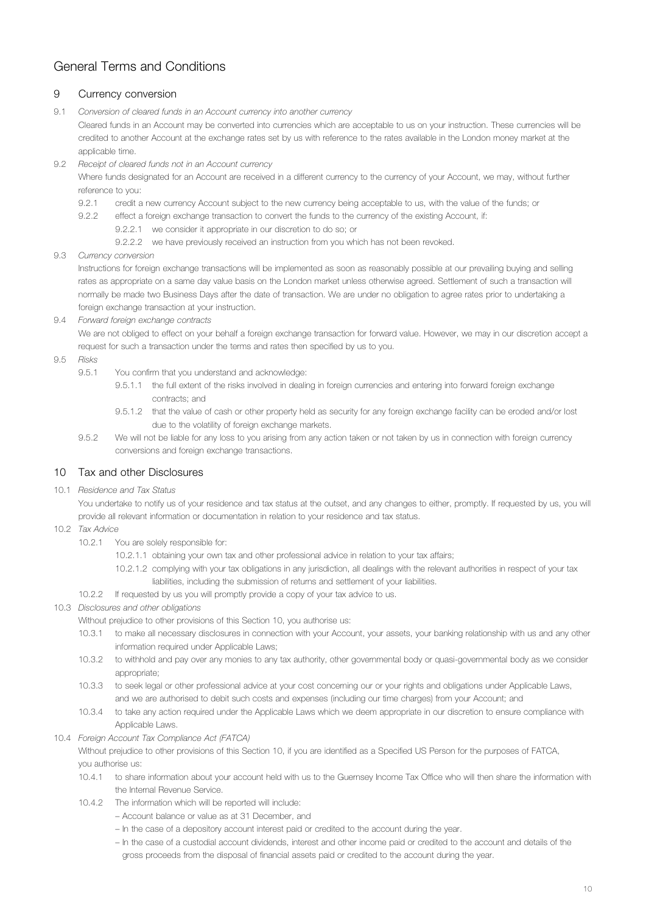# General Terms and Conditions

## 9 Currency conversion

9.1 *Conversion of cleared funds in an Account currency into another currency*

Cleared funds in an Account may be converted into currencies which are acceptable to us on your instruction. These currencies will be credited to another Account at the exchange rates set by us with reference to the rates available in the London money market at the applicable time.

9.2 *Receipt of cleared funds not in an Account currency*

Where funds designated for an Account are received in a different currency to the currency of your Account, we may, without further reference to you:

- 9.2.1 credit a new currency Account subject to the new currency being acceptable to us, with the value of the funds; or
- 9.2.2 effect a foreign exchange transaction to convert the funds to the currency of the existing Account, if:
  - 9.2.2.1 we consider it appropriate in our discretion to do so; or
  - 9.2.2.2 we have previously received an instruction from you which has not been revoked.

9.3 *Currency conversion*

Instructions for foreign exchange transactions will be implemented as soon as reasonably possible at our prevailing buying and selling rates as appropriate on a same day value basis on the London market unless otherwise agreed. Settlement of such a transaction will normally be made two Business Days after the date of transaction. We are under no obligation to agree rates prior to undertaking a foreign exchange transaction at your instruction.

9.4 *Forward foreign exchange contracts*

We are not obliged to effect on your behalf a foreign exchange transaction for forward value. However, we may in our discretion accept a request for such a transaction under the terms and rates then specified by us to you.

9.5 *Risks*

- 9.5.1 You confirm that you understand and acknowledge:
  - 9.5.1.1 the full extent of the risks involved in dealing in foreign currencies and entering into forward foreign exchange contracts; and
  - 9.5.1.2 that the value of cash or other property held as security for any foreign exchange facility can be eroded and/or lost due to the volatility of foreign exchange markets.
- 9.5.2 We will not be liable for any loss to you arising from any action taken or not taken by us in connection with foreign currency conversions and foreign exchange transactions.

## 10 Tax and other Disclosures

10.1 *Residence and Tax Status*

You undertake to notify us of your residence and tax status at the outset, and any changes to either, promptly. If requested by us, you will provide all relevant information or documentation in relation to your residence and tax status.

10.2 *Tax Advice*

- 10.2.1 You are solely responsible for:
  - 10.2.1.1 obtaining your own tax and other professional advice in relation to your tax affairs;
  - 10.2.1.2 complying with your tax obligations in any jurisdiction, all dealings with the relevant authorities in respect of your tax liabilities, including the submission of returns and settlement of your liabilities.
- 10.2.2 If requested by us you will promptly provide a copy of your tax advice to us.

10.3 *Disclosures and other obligations*

Without prejudice to other provisions of this Section 10, you authorise us:

- 10.3.1 to make all necessary disclosures in connection with your Account, your assets, your banking relationship with us and any other information required under Applicable Laws;
- 10.3.2 to withhold and pay over any monies to any tax authority, other governmental body or quasi-governmental body as we consider appropriate;
- 10.3.3 to seek legal or other professional advice at your cost concerning our or your rights and obligations under Applicable Laws, and we are authorised to debit such costs and expenses (including our time charges) from your Account; and
- 10.3.4 to take any action required under the Applicable Laws which we deem appropriate in our discretion to ensure compliance with Applicable Laws.

10.4 *Foreign Account Tax Compliance Act (FATCA)*

Without prejudice to other provisions of this Section 10, if you are identified as a Specified US Person for the purposes of FATCA, you authorise us:

- 10.4.1 to share information about your account held with us to the Guernsey Income Tax Office who will then share the information with the Internal Revenue Service.
- 10.4.2 The information which will be reported will include:
  - Account balance or value as at 31 December, and
  - In the case of a depository account interest paid or credited to the account during the year.
  - In the case of a custodial account dividends, interest and other income paid or credited to the account and details of the gross proceeds from the disposal of financial assets paid or credited to the account during the year.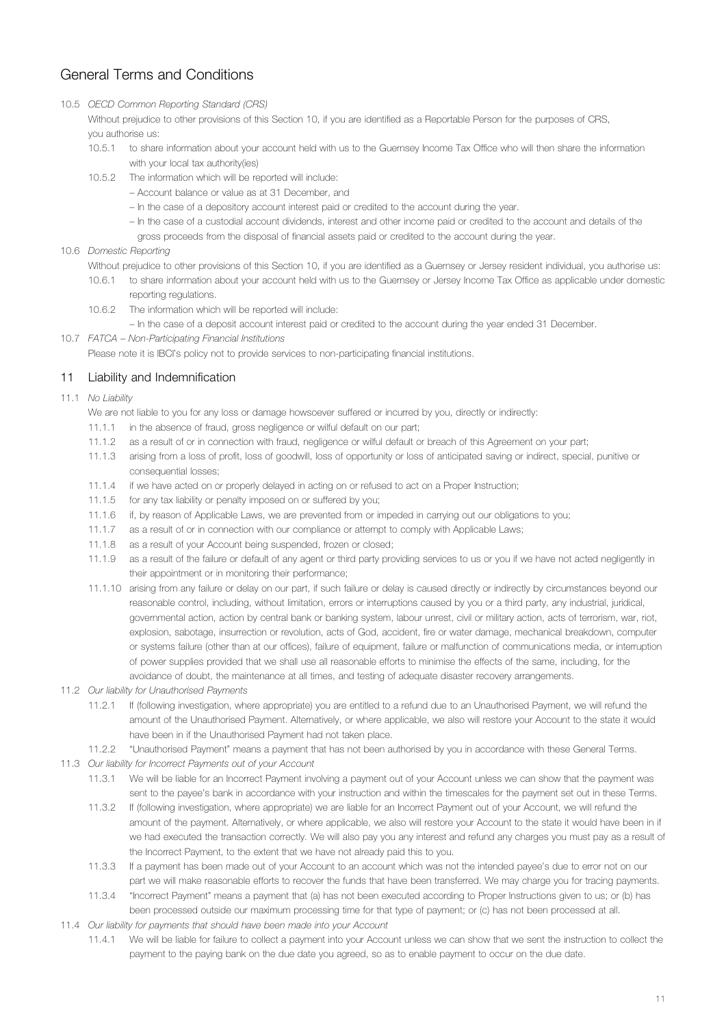# General Terms and Conditions

10.5 *OECD Common Reporting Standard (CRS)*

Without prejudice to other provisions of this Section 10, if you are identified as a Reportable Person for the purposes of CRS, you authorise us:

10.5.1 to share information about your account held with us to the Guernsey Income Tax Office who will then share the information with your local tax authority(ies)

10.5.2 The information which will be reported will include:

- Account balance or value as at 31 December, and
- In the case of a depository account interest paid or credited to the account during the year.
- In the case of a custodial account dividends, interest and other income paid or credited to the account and details of the gross proceeds from the disposal of financial assets paid or credited to the account during the year.

10.6 *Domestic Reporting*

Without prejudice to other provisions of this Section 10, if you are identified as a Guernsey or Jersey resident individual, you authorise us:

10.6.1 to share information about your account held with us to the Guernsey or Jersey Income Tax Office as applicable under domestic reporting regulations.

10.6.2 The information which will be reported will include:

- In the case of a deposit account interest paid or credited to the account during the year ended 31 December.

10.7 *FATCA – Non-Participating Financial Institutions*

Please note it is IBCI's policy not to provide services to non-participating financial institutions.

## 11 Liability and Indemnification

11.1 *No Liability*

We are not liable to you for any loss or damage howsoever suffered or incurred by you, directly or indirectly:

11.1.1 in the absence of fraud, gross negligence or wilful default on our part;

11.1.2 as a result of or in connection with fraud, negligence or wilful default or breach of this Agreement on your part;

11.1.3 arising from a loss of profit, loss of goodwill, loss of opportunity or loss of anticipated saving or indirect, special, punitive or consequential losses;

11.1.4 if we have acted on or properly delayed in acting on or refused to act on a Proper Instruction;

11.1.5 for any tax liability or penalty imposed on or suffered by you;

11.1.6 if, by reason of Applicable Laws, we are prevented from or impeded in carrying out our obligations to you;

11.1.7 as a result of or in connection with our compliance or attempt to comply with Applicable Laws;

11.1.8 as a result of your Account being suspended, frozen or closed;

11.1.9 as a result of the failure or default of any agent or third party providing services to us or you if we have not acted negligently in their appointment or in monitoring their performance;

11.1.10 arising from any failure or delay on our part, if such failure or delay is caused directly or indirectly by circumstances beyond our reasonable control, including, without limitation, errors or interruptions caused by you or a third party, any industrial, juridical, governmental action, action by central bank or banking system, labour unrest, civil or military action, acts of terrorism, war, riot, explosion, sabotage, insurrection or revolution, acts of God, accident, fire or water damage, mechanical breakdown, computer or systems failure (other than at our offices), failure of equipment, failure or malfunction of communications media, or interruption of power supplies provided that we shall use all reasonable efforts to minimise the effects of the same, including, for the avoidance of doubt, the maintenance at all times, and testing of adequate disaster recovery arrangements.

11.2 *Our liability for Unauthorised Payments*

11.2.1 If (following investigation, where appropriate) you are entitled to a refund due to an Unauthorised Payment, we will refund the amount of the Unauthorised Payment. Alternatively, or where applicable, we also will restore your Account to the state it would have been in if the Unauthorised Payment had not taken place.

11.2.2 "Unauthorised Payment" means a payment that has not been authorised by you in accordance with these General Terms.

11.3 *Our liability for Incorrect Payments out of your Account*

11.3.1 We will be liable for an Incorrect Payment involving a payment out of your Account unless we can show that the payment was sent to the payee's bank in accordance with your instruction and within the timescales for the payment set out in these Terms.

11.3.2 If (following investigation, where appropriate) we are liable for an Incorrect Payment out of your Account, we will refund the amount of the payment. Alternatively, or where applicable, we also will restore your Account to the state it would have been in if we had executed the transaction correctly. We will also pay you any interest and refund any charges you must pay as a result of the Incorrect Payment, to the extent that we have not already paid this to you.

11.3.3 If a payment has been made out of your Account to an account which was not the intended payee's due to error not on our part we will make reasonable efforts to recover the funds that have been transferred. We may charge you for tracing payments.

11.3.4 "Incorrect Payment" means a payment that (a) has not been executed according to Proper Instructions given to us; or (b) has been processed outside our maximum processing time for that type of payment; or (c) has not been processed at all.

11.4 *Our liability for payments that should have been made into your Account*

11.4.1 We will be liable for failure to collect a payment into your Account unless we can show that we sent the instruction to collect the payment to the paying bank on the due date you agreed, so as to enable payment to occur on the due date.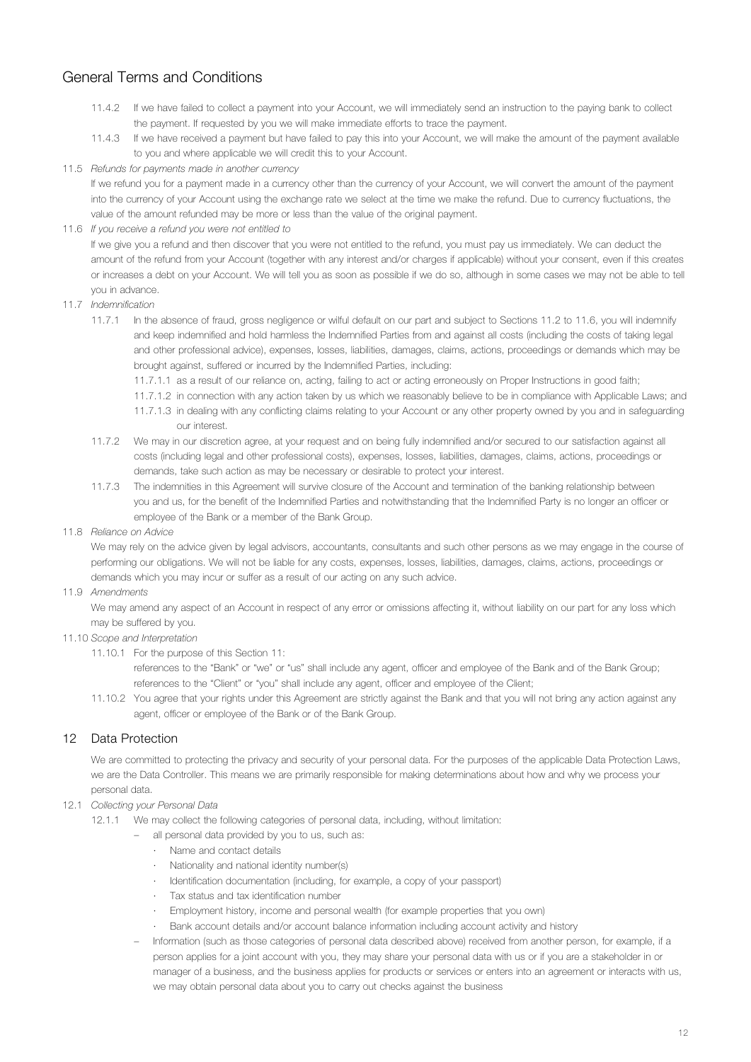11.4.2 If we have failed to collect a payment into your Account, we will immediately send an instruction to the paying bank to collect the payment. If requested by you we will make immediate efforts to trace the payment.

11.4.3 If we have received a payment but have failed to pay this into your Account, we will make the amount of the payment available to you and where applicable we will credit this to your Account.

11.5 *Refunds for payments made in another currency*

If we refund you for a payment made in a currency other than the currency of your Account, we will convert the amount of the payment into the currency of your Account using the exchange rate we select at the time we make the refund. Due to currency fluctuations, the value of the amount refunded may be more or less than the value of the original payment.

11.6 *If you receive a refund you were not entitled to*

If we give you a refund and then discover that you were not entitled to the refund, you must pay us immediately. We can deduct the amount of the refund from your Account (together with any interest and/or charges if applicable) without your consent, even if this creates or increases a debt on your Account. We will tell you as soon as possible if we do so, although in some cases we may not be able to tell you in advance.

11.7 *Indemnification*

11.7.1 In the absence of fraud, gross negligence or wilful default on our part and subject to Sections 11.2 to 11.6, you will indemnify and keep indemnified and hold harmless the Indemnified Parties from and against all costs (including the costs of taking legal and other professional advice), expenses, losses, liabilities, damages, claims, actions, proceedings or demands which may be brought against, suffered or incurred by the Indemnified Parties, including:

11.7.1.1 as a result of our reliance on, acting, failing to act or acting erroneously on Proper Instructions in good faith;

11.7.1.2 in connection with any action taken by us which we reasonably believe to be in compliance with Applicable Laws; and

11.7.1.3 in dealing with any conflicting claims relating to your Account or any other property owned by you and in safeguarding our interest.

11.7.2 We may in our discretion agree, at your request and on being fully indemnified and/or secured to our satisfaction against all costs (including legal and other professional costs), expenses, losses, liabilities, damages, claims, actions, proceedings or demands, take such action as may be necessary or desirable to protect your interest.

11.7.3 The indemnities in this Agreement will survive closure of the Account and termination of the banking relationship between you and us, for the benefit of the Indemnified Parties and notwithstanding that the Indemnified Party is no longer an officer or employee of the Bank or a member of the Bank Group.

11.8 *Reliance on Advice*

We may rely on the advice given by legal advisors, accountants, consultants and such other persons as we may engage in the course of performing our obligations. We will not be liable for any costs, expenses, losses, liabilities, damages, claims, actions, proceedings or demands which you may incur or suffer as a result of our acting on any such advice.

11.9 *Amendments*

We may amend any aspect of an Account in respect of any error or omissions affecting it, without liability on our part for any loss which may be suffered by you.

11.10 *Scope and Interpretation*

11.10.1 For the purpose of this Section 11:

references to the "Bank" or "we" or "us" shall include any agent, officer and employee of the Bank and of the Bank Group;
references to the "Client" or "you" shall include any agent, officer and employee of the Client;

11.10.2 You agree that your rights under this Agreement are strictly against the Bank and that you will not bring any action against any agent, officer or employee of the Bank or of the Bank Group.

## 12 Data Protection

We are committed to protecting the privacy and security of your personal data. For the purposes of the applicable Data Protection Laws, we are the Data Controller. This means we are primarily responsible for making determinations about how and why we process your personal data.

12.1 *Collecting your Personal Data*

12.1.1 We may collect the following categories of personal data, including, without limitation:

- all personal data provided by you to us, such as:
  - Name and contact details
  - Nationality and national identity number(s)
  - Identification documentation (including, for example, a copy of your passport)
  - Tax status and tax identification number
  - Employment history, income and personal wealth (for example properties that you own)
  - Bank account details and/or account balance information including account activity and history
- Information (such as those categories of personal data described above) received from another person, for example, if a person applies for a joint account with you, they may share your personal data with us or if you are a stakeholder in or manager of a business, and the business applies for products or services or enters into an agreement or interacts with us, we may obtain personal data about you to carry out checks against the business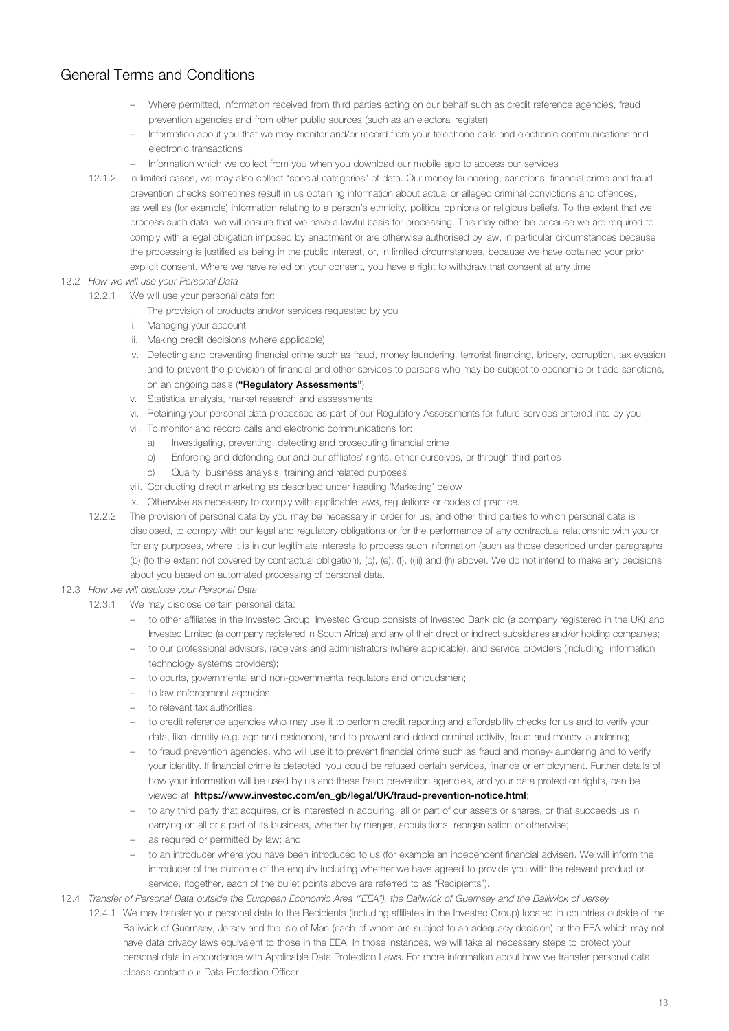## General Terms and Conditions

- Where permitted, information received from third parties acting on our behalf such as credit reference agencies, fraud prevention agencies and from other public sources (such as an electoral register)
- Information about you that we may monitor and/or record from your telephone calls and electronic communications and electronic transactions
- Information which we collect from you when you download our mobile app to access our services

12.1.2 In limited cases, we may also collect "special categories" of data. Our money laundering, sanctions, financial crime and fraud prevention checks sometimes result in us obtaining information about actual or alleged criminal convictions and offences, as well as (for example) information relating to a person's ethnicity, political opinions or religious beliefs. To the extent that we process such data, we will ensure that we have a lawful basis for processing. This may either be because we are required to comply with a legal obligation imposed by enactment or are otherwise authorised by law, in particular circumstances because the processing is justified as being in the public interest, or, in limited circumstances, because we have obtained your prior explicit consent. Where we have relied on your consent, you have a right to withdraw that consent at any time.

12.2 *How we will use your Personal Data*

12.2.1 We will use your personal data for:

i. The provision of products and/or services requested by you
ii. Managing your account
iii. Making credit decisions (where applicable)
iv. Detecting and preventing financial crime such as fraud, money laundering, terrorist financing, bribery, corruption, tax evasion and to prevent the provision of financial and other services to persons who may be subject to economic or trade sanctions, on an ongoing basis (**"Regulatory Assessments"**)
v. Statistical analysis, market research and assessments
vi. Retaining your personal data processed as part of our Regulatory Assessments for future services entered into by you
vii. To monitor and record calls and electronic communications for:
   a) Investigating, preventing, detecting and prosecuting financial crime
   b) Enforcing and defending our and our affiliates' rights, either ourselves, or through third parties
   c) Quality, business analysis, training and related purposes
viii. Conducting direct marketing as described under heading 'Marketing' below
ix. Otherwise as necessary to comply with applicable laws, regulations or codes of practice.

12.2.2 The provision of personal data by you may be necessary in order for us, and other third parties to which personal data is disclosed, to comply with our legal and regulatory obligations or for the performance of any contractual relationship with you or, for any purposes, where it is in our legitimate interests to process such information (such as those described under paragraphs (b) (to the extent not covered by contractual obligation), (c), (e), (f), ((iii) and (h) above). We do not intend to make any decisions about you based on automated processing of personal data.

12.3 *How we will disclose your Personal Data*

12.3.1 We may disclose certain personal data:

- to other affiliates in the Investec Group. Investec Group consists of Investec Bank plc (a company registered in the UK) and Investec Limited (a company registered in South Africa) and any of their direct or indirect subsidiaries and/or holding companies;
- to our professional advisors, receivers and administrators (where applicable), and service providers (including, information technology systems providers);
- to courts, governmental and non-governmental regulators and ombudsmen;
- to law enforcement agencies;
- to relevant tax authorities;
- to credit reference agencies who may use it to perform credit reporting and affordability checks for us and to verify your data, like identity (e.g. age and residence), and to prevent and detect criminal activity, fraud and money laundering;
- to fraud prevention agencies, who will use it to prevent financial crime such as fraud and money-laundering and to verify your identity. If financial crime is detected, you could be refused certain services, finance or employment. Further details of how your information will be used by us and these fraud prevention agencies, and your data protection rights, can be viewed at: **https://www.investec.com/en_gb/legal/UK/fraud-prevention-notice.html**;
- to any third party that acquires, or is interested in acquiring, all or part of our assets or shares, or that succeeds us in carrying on all or a part of its business, whether by merger, acquisitions, reorganisation or otherwise;
- as required or permitted by law; and
- to an introducer where you have been introduced to us (for example an independent financial adviser). We will inform the introducer of the outcome of the enquiry including whether we have agreed to provide you with the relevant product or service, (together, each of the bullet points above are referred to as "Recipients").

12.4 *Transfer of Personal Data outside the European Economic Area ("EEA"), the Bailiwick of Guernsey and the Bailiwick of Jersey*

12.4.1 We may transfer your personal data to the Recipients (including affiliates in the Investec Group) located in countries outside of the Bailiwick of Guernsey, Jersey and the Isle of Man (each of whom are subject to an adequacy decision) or the EEA which may not have data privacy laws equivalent to those in the EEA. In those instances, we will take all necessary steps to protect your personal data in accordance with Applicable Data Protection Laws. For more information about how we transfer personal data, please contact our Data Protection Officer.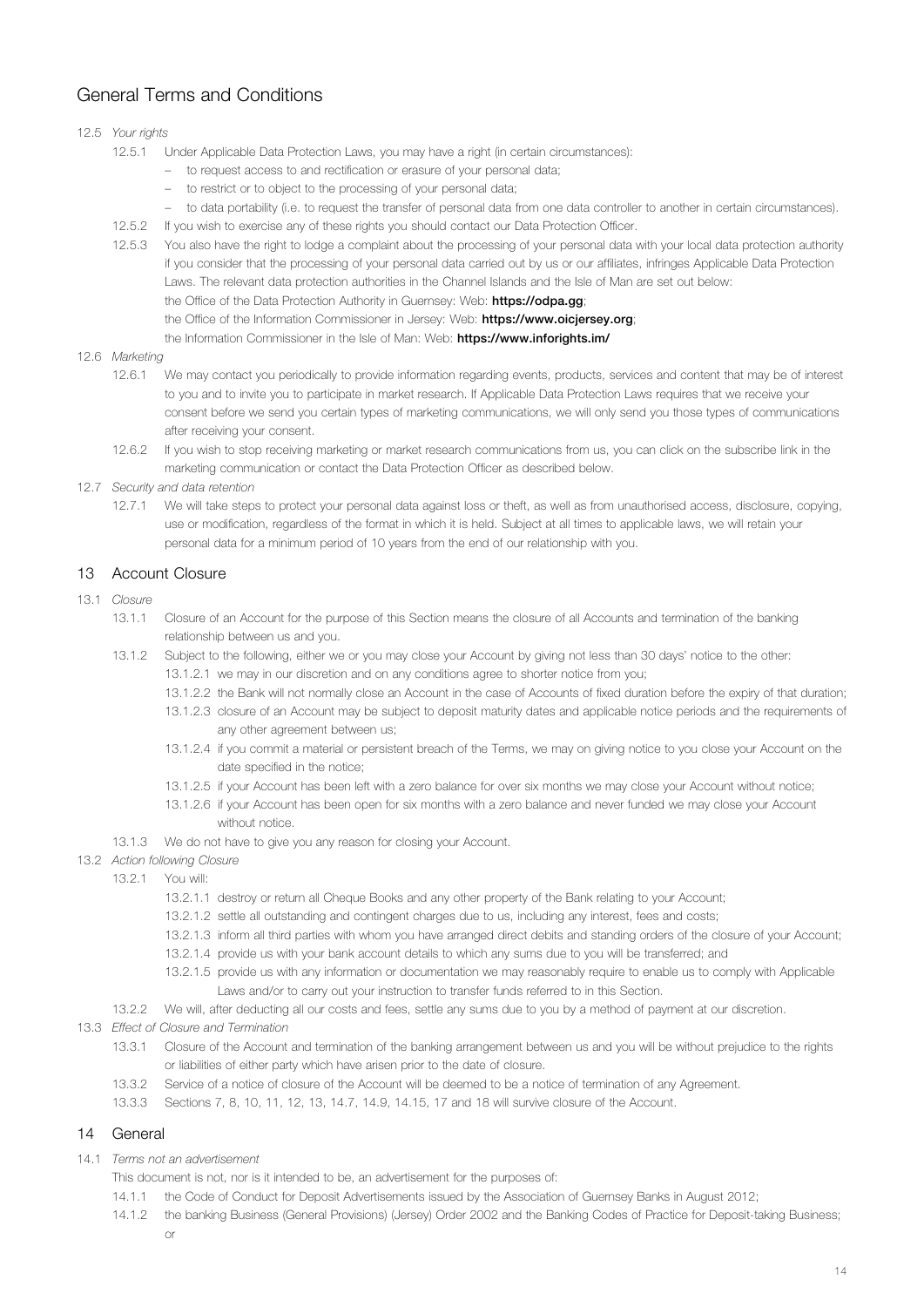12.5 *Your rights*

12.5.1 Under Applicable Data Protection Laws, you may have a right (in certain circumstances):

- to request access to and rectification or erasure of your personal data;
- to restrict or to object to the processing of your personal data;
- to data portability (i.e. to request the transfer of personal data from one data controller to another in certain circumstances).

12.5.2 If you wish to exercise any of these rights you should contact our Data Protection Officer.

12.5.3 You also have the right to lodge a complaint about the processing of your personal data with your local data protection authority if you consider that the processing of your personal data carried out by us or our affiliates, infringes Applicable Data Protection Laws. The relevant data protection authorities in the Channel Islands and the Isle of Man are set out below:

the Office of the Data Protection Authority in Guernsey: Web: **https://odpa.gg**;

the Office of the Information Commissioner in Jersey: Web: **https://www.oicjersey.org**;

the Information Commissioner in the Isle of Man: Web: **https://www.inforights.im/**

12.6 *Marketing*

12.6.1 We may contact you periodically to provide information regarding events, products, services and content that may be of interest to you and to invite you to participate in market research. If Applicable Data Protection Laws requires that we receive your consent before we send you certain types of marketing communications, we will only send you those types of communications after receiving your consent.

12.6.2 If you wish to stop receiving marketing or market research communications from us, you can click on the subscribe link in the marketing communication or contact the Data Protection Officer as described below.

12.7 *Security and data retention*

12.7.1 We will take steps to protect your personal data against loss or theft, as well as from unauthorised access, disclosure, copying, use or modification, regardless of the format in which it is held. Subject at all times to applicable laws, we will retain your personal data for a minimum period of 10 years from the end of our relationship with you.

## 13 Account Closure

13.1 *Closure*

13.1.1 Closure of an Account for the purpose of this Section means the closure of all Accounts and termination of the banking relationship between us and you.

13.1.2 Subject to the following, either we or you may close your Account by giving not less than 30 days' notice to the other:

13.1.2.1 we may in our discretion and on any conditions agree to shorter notice from you;

13.1.2.2 the Bank will not normally close an Account in the case of Accounts of fixed duration before the expiry of that duration;

13.1.2.3 closure of an Account may be subject to deposit maturity dates and applicable notice periods and the requirements of any other agreement between us;

13.1.2.4 if you commit a material or persistent breach of the Terms, we may on giving notice to you close your Account on the date specified in the notice;

13.1.2.5 if your Account has been left with a zero balance for over six months we may close your Account without notice;

13.1.2.6 if your Account has been open for six months with a zero balance and never funded we may close your Account without notice.

13.1.3 We do not have to give you any reason for closing your Account.

13.2 *Action following Closure*

13.2.1 You will:

13.2.1.1 destroy or return all Cheque Books and any other property of the Bank relating to your Account;

13.2.1.2 settle all outstanding and contingent charges due to us, including any interest, fees and costs;

13.2.1.3 inform all third parties with whom you have arranged direct debits and standing orders of the closure of your Account;

13.2.1.4 provide us with your bank account details to which any sums due to you will be transferred; and

13.2.1.5 provide us with any information or documentation we may reasonably require to enable us to comply with Applicable Laws and/or to carry out your instruction to transfer funds referred to in this Section.

13.2.2 We will, after deducting all our costs and fees, settle any sums due to you by a method of payment at our discretion.

13.3 *Effect of Closure and Termination*

13.3.1 Closure of the Account and termination of the banking arrangement between us and you will be without prejudice to the rights or liabilities of either party which have arisen prior to the date of closure.

13.3.2 Service of a notice of closure of the Account will be deemed to be a notice of termination of any Agreement.

13.3.3 Sections 7, 8, 10, 11, 12, 13, 14.7, 14.9, 14.15, 17 and 18 will survive closure of the Account.

## 14 General

14.1 *Terms not an advertisement*

This document is not, nor is it intended to be, an advertisement for the purposes of:

14.1.1 the Code of Conduct for Deposit Advertisements issued by the Association of Guernsey Banks in August 2012;

14.1.2 the banking Business (General Provisions) (Jersey) Order 2002 and the Banking Codes of Practice for Deposit-taking Business; or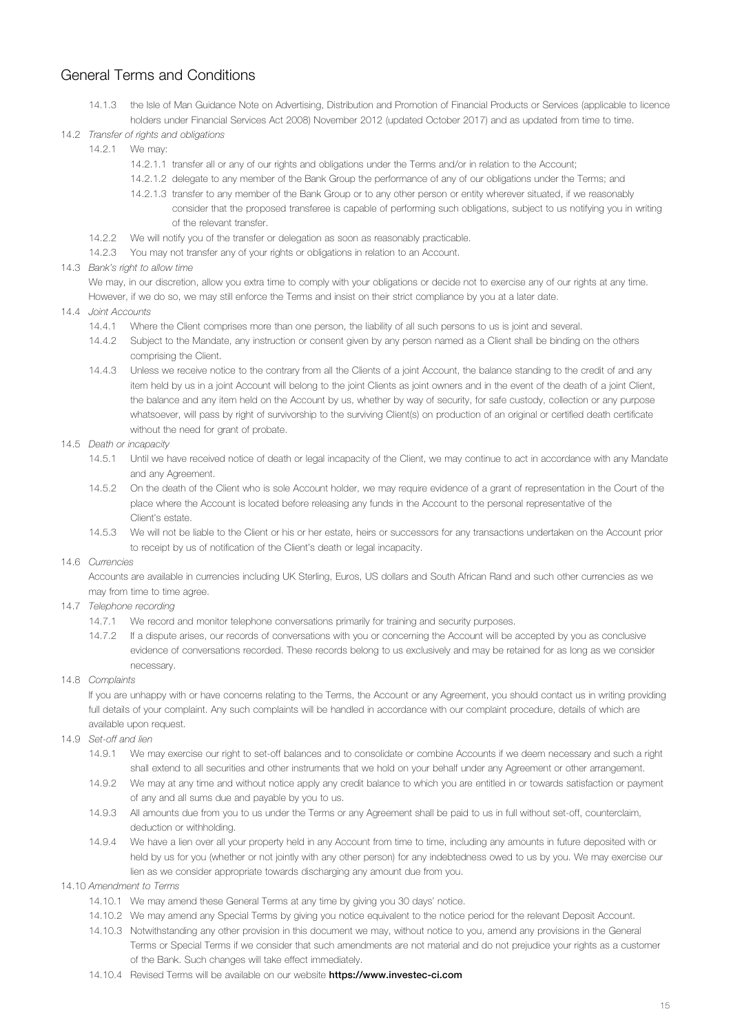## General Terms and Conditions

14.1.3 the Isle of Man Guidance Note on Advertising, Distribution and Promotion of Financial Products or Services (applicable to licence holders under Financial Services Act 2008) November 2012 (updated October 2017) and as updated from time to time.

14.2 *Transfer of rights and obligations*

14.2.1 We may:

14.2.1.1 transfer all or any of our rights and obligations under the Terms and/or in relation to the Account;

14.2.1.2 delegate to any member of the Bank Group the performance of any of our obligations under the Terms; and

14.2.1.3 transfer to any member of the Bank Group or to any other person or entity wherever situated, if we reasonably consider that the proposed transferee is capable of performing such obligations, subject to us notifying you in writing of the relevant transfer.

14.2.2 We will notify you of the transfer or delegation as soon as reasonably practicable.

14.2.3 You may not transfer any of your rights or obligations in relation to an Account.

14.3 *Bank's right to allow time*

We may, in our discretion, allow you extra time to comply with your obligations or decide not to exercise any of our rights at any time. However, if we do so, we may still enforce the Terms and insist on their strict compliance by you at a later date.

14.4 *Joint Accounts*

14.4.1 Where the Client comprises more than one person, the liability of all such persons to us is joint and several.

14.4.2 Subject to the Mandate, any instruction or consent given by any person named as a Client shall be binding on the others comprising the Client.

14.4.3 Unless we receive notice to the contrary from all the Clients of a joint Account, the balance standing to the credit of and any item held by us in a joint Account will belong to the joint Clients as joint owners and in the event of the death of a joint Client, the balance and any item held on the Account by us, whether by way of security, for safe custody, collection or any purpose whatsoever, will pass by right of survivorship to the surviving Client(s) on production of an original or certified death certificate without the need for grant of probate.

14.5 *Death or incapacity*

14.5.1 Until we have received notice of death or legal incapacity of the Client, we may continue to act in accordance with any Mandate and any Agreement.

14.5.2 On the death of the Client who is sole Account holder, we may require evidence of a grant of representation in the Court of the place where the Account is located before releasing any funds in the Account to the personal representative of the Client's estate.

14.5.3 We will not be liable to the Client or his or her estate, heirs or successors for any transactions undertaken on the Account prior to receipt by us of notification of the Client's death or legal incapacity.

14.6 *Currencies*

Accounts are available in currencies including UK Sterling, Euros, US dollars and South African Rand and such other currencies as we may from time to time agree.

14.7 *Telephone recording*

14.7.1 We record and monitor telephone conversations primarily for training and security purposes.

14.7.2 If a dispute arises, our records of conversations with you or concerning the Account will be accepted by you as conclusive evidence of conversations recorded. These records belong to us exclusively and may be retained for as long as we consider necessary.

14.8 *Complaints*

If you are unhappy with or have concerns relating to the Terms, the Account or any Agreement, you should contact us in writing providing full details of your complaint. Any such complaints will be handled in accordance with our complaint procedure, details of which are available upon request.

14.9 *Set-off and lien*

14.9.1 We may exercise our right to set-off balances and to consolidate or combine Accounts if we deem necessary and such a right shall extend to all securities and other instruments that we hold on your behalf under any Agreement or other arrangement.

14.9.2 We may at any time and without notice apply any credit balance to which you are entitled in or towards satisfaction or payment of any and all sums due and payable by you to us.

14.9.3 All amounts due from you to us under the Terms or any Agreement shall be paid to us in full without set-off, counterclaim, deduction or withholding.

14.9.4 We have a lien over all your property held in any Account from time to time, including any amounts in future deposited with or held by us for you (whether or not jointly with any other person) for any indebtedness owed to us by you. We may exercise our lien as we consider appropriate towards discharging any amount due from you.

14.10 *Amendment to Terms*

14.10.1 We may amend these General Terms at any time by giving you 30 days' notice.

14.10.2 We may amend any Special Terms by giving you notice equivalent to the notice period for the relevant Deposit Account.

14.10.3 Notwithstanding any other provision in this document we may, without notice to you, amend any provisions in the General Terms or Special Terms if we consider that such amendments are not material and do not prejudice your rights as a customer of the Bank. Such changes will take effect immediately.

14.10.4 Revised Terms will be available on our website **https://www.investec-ci.com**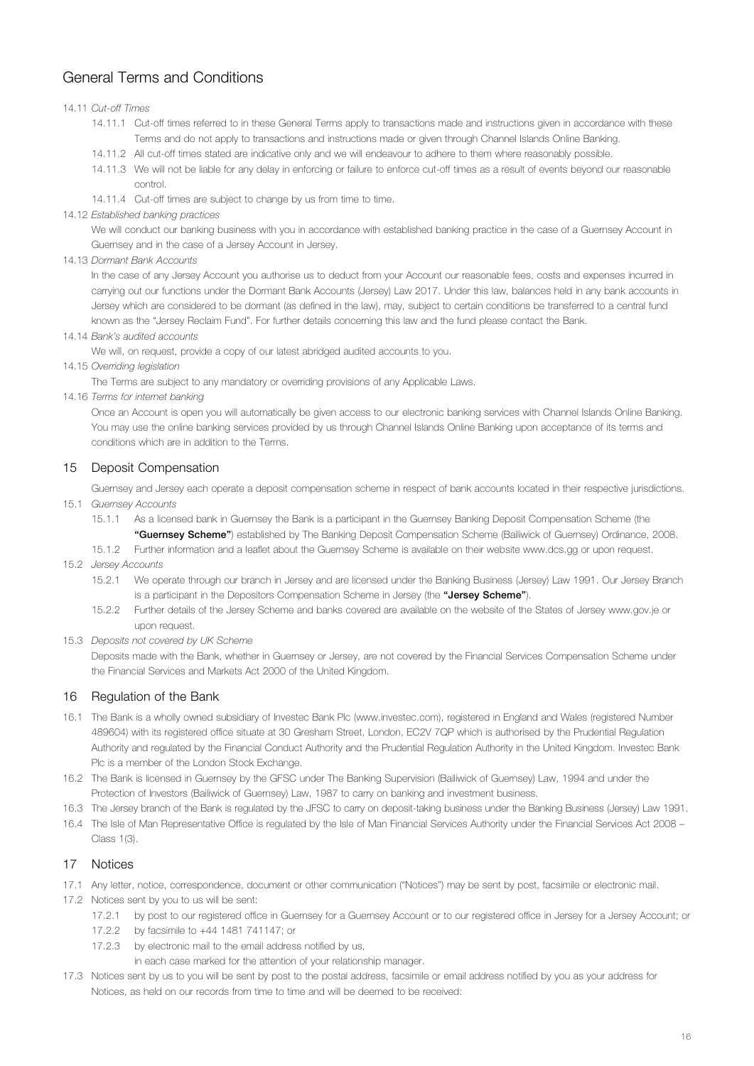# General Terms and Conditions

14.11 *Cut-off Times*

14.11.1 Cut-off times referred to in these General Terms apply to transactions made and instructions given in accordance with these Terms and do not apply to transactions and instructions made or given through Channel Islands Online Banking.

14.11.2 All cut-off times stated are indicative only and we will endeavour to adhere to them where reasonably possible.

14.11.3 We will not be liable for any delay in enforcing or failure to enforce cut-off times as a result of events beyond our reasonable control.

14.11.4 Cut-off times are subject to change by us from time to time.

14.12 *Established banking practices*

We will conduct our banking business with you in accordance with established banking practice in the case of a Guernsey Account in Guernsey and in the case of a Jersey Account in Jersey.

14.13 *Dormant Bank Accounts*

In the case of any Jersey Account you authorise us to deduct from your Account our reasonable fees, costs and expenses incurred in carrying out our functions under the Dormant Bank Accounts (Jersey) Law 2017. Under this law, balances held in any bank accounts in Jersey which are considered to be dormant (as defined in the law), may, subject to certain conditions be transferred to a central fund known as the "Jersey Reclaim Fund". For further details concerning this law and the fund please contact the Bank.

14.14 *Bank's audited accounts*

We will, on request, provide a copy of our latest abridged audited accounts to you.

14.15 *Overriding legislation*

The Terms are subject to any mandatory or overriding provisions of any Applicable Laws.

14.16 *Terms for internet banking*

Once an Account is open you will automatically be given access to our electronic banking services with Channel Islands Online Banking. You may use the online banking services provided by us through Channel Islands Online Banking upon acceptance of its terms and conditions which are in addition to the Terms.

## 15 Deposit Compensation

Guernsey and Jersey each operate a deposit compensation scheme in respect of bank accounts located in their respective jurisdictions.

15.1 *Guernsey Accounts*

15.1.1 As a licensed bank in Guernsey the Bank is a participant in the Guernsey Banking Deposit Compensation Scheme (the **"Guernsey Scheme"**) established by The Banking Deposit Compensation Scheme (Bailiwick of Guernsey) Ordinance, 2008.

15.1.2 Further information and a leaflet about the Guernsey Scheme is available on their website www.dcs.gg or upon request.

15.2 *Jersey Accounts*

15.2.1 We operate through our branch in Jersey and are licensed under the Banking Business (Jersey) Law 1991. Our Jersey Branch is a participant in the Depositors Compensation Scheme in Jersey (the **"Jersey Scheme"**).

15.2.2 Further details of the Jersey Scheme and banks covered are available on the website of the States of Jersey www.gov.je or upon request.

15.3 *Deposits not covered by UK Scheme*

Deposits made with the Bank, whether in Guernsey or Jersey, are not covered by the Financial Services Compensation Scheme under the Financial Services and Markets Act 2000 of the United Kingdom.

## 16 Regulation of the Bank

16.1 The Bank is a wholly owned subsidiary of Investec Bank Plc (www.investec.com), registered in England and Wales (registered Number 489604) with its registered office situate at 30 Gresham Street, London, EC2V 7QP which is authorised by the Prudential Regulation Authority and regulated by the Financial Conduct Authority and the Prudential Regulation Authority in the United Kingdom. Investec Bank Plc is a member of the London Stock Exchange.

16.2 The Bank is licensed in Guernsey by the GFSC under The Banking Supervision (Bailiwick of Guernsey) Law, 1994 and under the Protection of Investors (Bailiwick of Guernsey) Law, 1987 to carry on banking and investment business.

16.3 The Jersey branch of the Bank is regulated by the JFSC to carry on deposit-taking business under the Banking Business (Jersey) Law 1991.

16.4 The Isle of Man Representative Office is regulated by the Isle of Man Financial Services Authority under the Financial Services Act 2008 – Class 1(3).

## 17 Notices

17.1 Any letter, notice, correspondence, document or other communication ("Notices") may be sent by post, facsimile or electronic mail.

17.2 Notices sent by you to us will be sent:

17.2.1 by post to our registered office in Guernsey for a Guernsey Account or to our registered office in Jersey for a Jersey Account; or

17.2.2 by facsimile to +44 1481 741147; or

17.2.3 by electronic mail to the email address notified by us,

in each case marked for the attention of your relationship manager.

17.3 Notices sent by us to you will be sent by post to the postal address, facsimile or email address notified by you as your address for Notices, as held on our records from time to time and will be deemed to be received: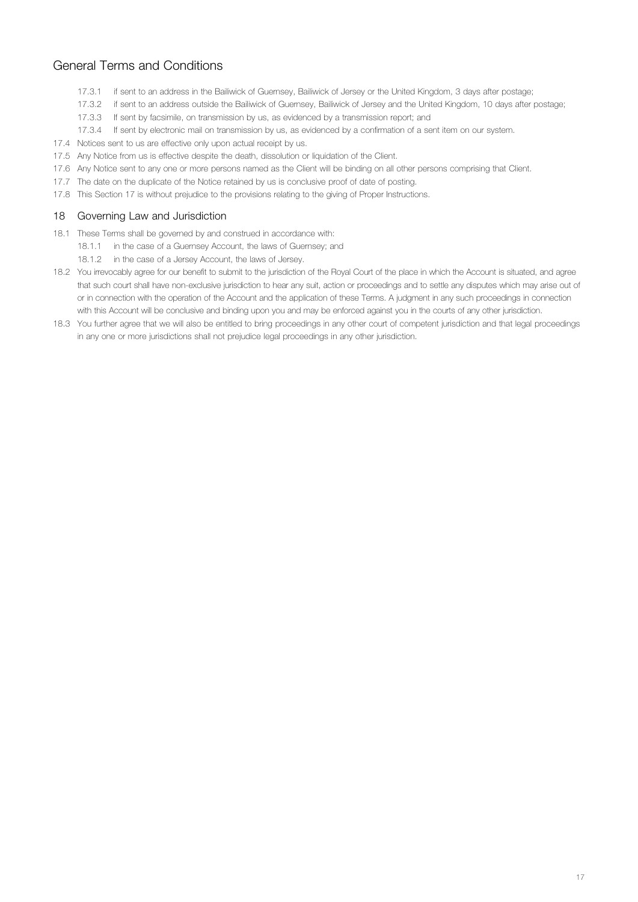17.3.1 if sent to an address in the Bailiwick of Guernsey, Bailiwick of Jersey or the United Kingdom, 3 days after postage;

17.3.2 if sent to an address outside the Bailiwick of Guernsey, Bailiwick of Jersey and the United Kingdom, 10 days after postage;

17.3.3 If sent by facsimile, on transmission by us, as evidenced by a transmission report; and

17.3.4 If sent by electronic mail on transmission by us, as evidenced by a confirmation of a sent item on our system.

17.4 Notices sent to us are effective only upon actual receipt by us.

17.5 Any Notice from us is effective despite the death, dissolution or liquidation of the Client.

17.6 Any Notice sent to any one or more persons named as the Client will be binding on all other persons comprising that Client.

17.7 The date on the duplicate of the Notice retained by us is conclusive proof of date of posting.

17.8 This Section 17 is without prejudice to the provisions relating to the giving of Proper Instructions.

## 18 Governing Law and Jurisdiction

18.1 These Terms shall be governed by and construed in accordance with:

18.1.1 in the case of a Guernsey Account, the laws of Guernsey; and

18.1.2 in the case of a Jersey Account, the laws of Jersey.

18.2 You irrevocably agree for our benefit to submit to the jurisdiction of the Royal Court of the place in which the Account is situated, and agree that such court shall have non-exclusive jurisdiction to hear any suit, action or proceedings and to settle any disputes which may arise out of or in connection with the operation of the Account and the application of these Terms. A judgment in any such proceedings in connection with this Account will be conclusive and binding upon you and may be enforced against you in the courts of any other jurisdiction.

18.3 You further agree that we will also be entitled to bring proceedings in any other court of competent jurisdiction and that legal proceedings in any one or more jurisdictions shall not prejudice legal proceedings in any other jurisdiction.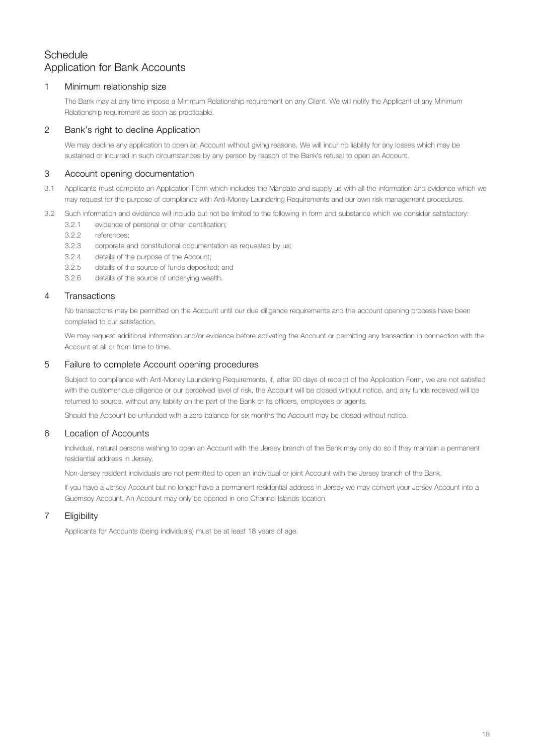# Schedule
# Application for Bank Accounts

## 1 Minimum relationship size

The Bank may at any time impose a Minimum Relationship requirement on any Client. We will notify the Applicant of any Minimum Relationship requirement as soon as practicable.

## 2 Bank's right to decline Application

We may decline any application to open an Account without giving reasons. We will incur no liability for any losses which may be sustained or incurred in such circumstances by any person by reason of the Bank's refusal to open an Account.

## 3 Account opening documentation

3.1 Applicants must complete an Application Form which includes the Mandate and supply us with all the information and evidence which we may request for the purpose of compliance with Anti-Money Laundering Requirements and our own risk management procedures.

3.2 Such information and evidence will include but not be limited to the following in form and substance which we consider satisfactory:

- 3.2.1 evidence of personal or other identification;
- 3.2.2 references;
- 3.2.3 corporate and constitutional documentation as requested by us;
- 3.2.4 details of the purpose of the Account;
- 3.2.5 details of the source of funds deposited; and
- 3.2.6 details of the source of underlying wealth.

## 4 Transactions

No transactions may be permitted on the Account until our due diligence requirements and the account opening process have been completed to our satisfaction.

We may request additional information and/or evidence before activating the Account or permitting any transaction in connection with the Account at all or from time to time.

## 5 Failure to complete Account opening procedures

Subject to compliance with Anti-Money Laundering Requirements, if, after 90 days of receipt of the Application Form, we are not satisfied with the customer due diligence or our perceived level of risk, the Account will be closed without notice, and any funds received will be returned to source, without any liability on the part of the Bank or its officers, employees or agents.

Should the Account be unfunded with a zero balance for six months the Account may be closed without notice.

## 6 Location of Accounts

Individual, natural persons wishing to open an Account with the Jersey branch of the Bank may only do so if they maintain a permanent residential address in Jersey.

Non-Jersey resident individuals are not permitted to open an individual or joint Account with the Jersey branch of the Bank.

If you have a Jersey Account but no longer have a permanent residential address in Jersey we may convert your Jersey Account into a Guernsey Account. An Account may only be opened in one Channel Islands location.

## 7 Eligibility

Applicants for Accounts (being individuals) must be at least 18 years of age.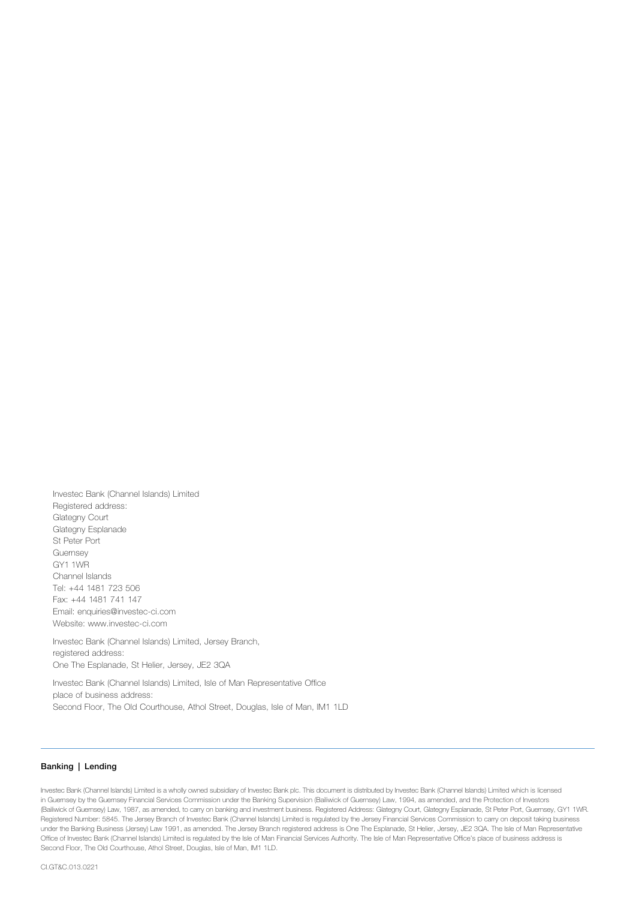Investec Bank (Channel Islands) Limited
Registered address:
Glategny Court
Glategny Esplanade
St Peter Port
Guernsey
GY1 1WR
Channel Islands
Tel: +44 1481 723 506
Fax: +44 1481 741 147
Email: enquiries@investec-ci.com
Website: www.investec-ci.com

Investec Bank (Channel Islands) Limited, Jersey Branch,
registered address:
One The Esplanade, St Helier, Jersey, JE2 3QA

Investec Bank (Channel Islands) Limited, Isle of Man Representative Office
place of business address:
Second Floor, The Old Courthouse, Athol Street, Douglas, Isle of Man, IM1 1LD

---

**Banking | Lending**

Investec Bank (Channel Islands) Limited is a wholly owned subsidiary of Investec Bank plc. This document is distributed by Investec Bank (Channel Islands) Limited which is licensed in Guernsey by the Guernsey Financial Services Commission under the Banking Supervision (Bailiwick of Guernsey) Law, 1994, as amended, and the Protection of Investors (Bailiwick of Guernsey) Law, 1987, as amended, to carry on banking and investment business. Registered Address: Glategny Court, Glategny Esplanade, St Peter Port, Guernsey, GY1 1WR. Registered Number: 5845. The Jersey Branch of Investec Bank (Channel Islands) Limited is regulated by the Jersey Financial Services Commission to carry on deposit taking business under the Banking Business (Jersey) Law 1991, as amended. The Jersey Branch registered address is One The Esplanade, St Helier, Jersey, JE2 3QA. The Isle of Man Representative Office of Investec Bank (Channel Islands) Limited is regulated by the Isle of Man Financial Services Authority. The Isle of Man Representative Office's place of business address is Second Floor, The Old Courthouse, Athol Street, Douglas, Isle of Man, IM1 1LD.

CI.GT&C.013.0221